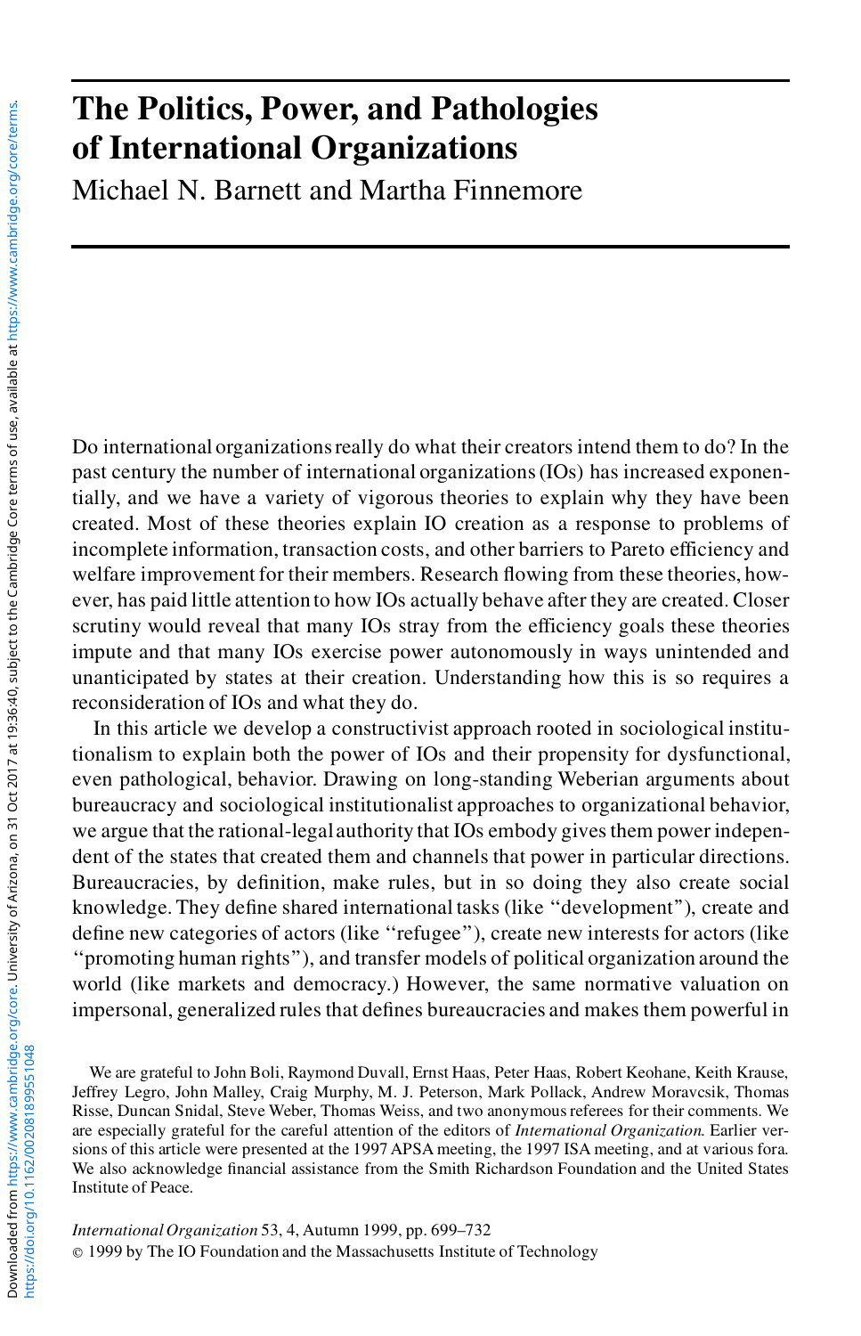# The Politics, Power, and Pathologies of International Organizations

Michael N. Barnett and Martha Finnemore

Do international organizations really do what their creators intend them to do? In the past century the number of international organizations (IOs) has increased exponentially, and we have a variety of vigorous theories to explain why they have been created. Most of these theories explain IO creation as a response to problems of incomplete information, transaction costs, and other barriers to Pareto efficiency and welfare improvement for their members. Research flowing from these theories, however, has paid little attention to how IOs actually behave after they are created. Closer scrutiny would reveal that many IOs stray from the efficiency goals these theories impute and that many IOs exercise power autonomously in ways unintended and unanticipated by states at their creation. Understanding how this is so requires a reconsideration of IOs and what they do.

In this article we develop a constructivist approach rooted in sociological institutionalism to explain both the power of IOs and their propensity for dysfunctional, even pathological, behavior. Drawing on long-standing Weberian arguments about bureaucracy and sociological institutionalist approaches to organizational behavior, we argue that the rational-legal authority that IOs embody gives them power independent of the states that created them and channels that power in particular directions. Bureaucracies, by definition, make rules, but in so doing they also create social knowledge. They define shared international tasks (like "development"), create and define new categories of actors (like "refugee"), create new interests for actors (like "promoting human rights"), and transfer models of political organization around the world (like markets and democracy.) However, the same normative valuation on impersonal, generalized rules that defines bureaucracies and makes them powerful in

We are grateful to John Boli, Raymond Duvall, Ernst Haas, Peter Haas, Robert Keohane, Keith Krause, Jeffrey Legro, John Malley, Craig Murphy, M. J. Peterson, Mark Pollack, Andrew Moravcsik, Thomas Risse, Duncan Snidal, Steve Weber, Thomas Weiss, and two anonymous referees for their comments. We are especially grateful for the careful attention of the editors of *International Organization*. Earlier versions of this article were presented at the 1997 APSA meeting, the 1997 ISA meeting, and at various fora. We also acknowledge financial assistance from the Smith Richardson Foundation and the United States Institute of Peace.

*International Organization* 53, 4, Autumn 1999, pp. 699–732
© 1999 by The IO Foundation and the Massachusetts Institute of Technology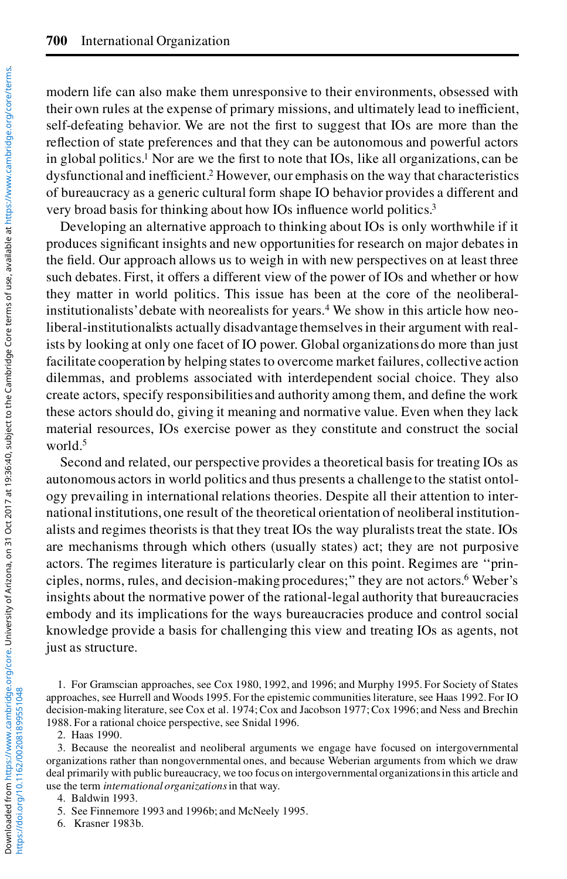modern life can also make them unresponsive to their environments, obsessed with their own rules at the expense of primary missions, and ultimately lead to inefficient, self-defeating behavior. We are not the first to suggest that IOs are more than the reflection of state preferences and that they can be autonomous and powerful actors in global politics.[1] Nor are we the first to note that IOs, like all organizations, can be dysfunctional and inefficient.[2] However, our emphasis on the way that characteristics of bureaucracy as a generic cultural form shape IO behavior provides a different and very broad basis for thinking about how IOs influence world politics.[3]

Developing an alternative approach to thinking about IOs is only worthwhile if it produces significant insights and new opportunities for research on major debates in the field. Our approach allows us to weigh in with new perspectives on at least three such debates. First, it offers a different view of the power of IOs and whether or how they matter in world politics. This issue has been at the core of the neoliberal-institutionalists' debate with neorealists for years.[4] We show in this article how neoliberal-institutionalists actually disadvantage themselves in their argument with realists by looking at only one facet of IO power. Global organizations do more than just facilitate cooperation by helping states to overcome market failures, collective action dilemmas, and problems associated with interdependent social choice. They also create actors, specify responsibilities and authority among them, and define the work these actors should do, giving it meaning and normative value. Even when they lack material resources, IOs exercise power as they constitute and construct the social world.[5]

Second and related, our perspective provides a theoretical basis for treating IOs as autonomous actors in world politics and thus presents a challenge to the statist ontology prevailing in international relations theories. Despite all their attention to international institutions, one result of the theoretical orientation of neoliberal institutionalists and regimes theorists is that they treat IOs the way pluralists treat the state. IOs are mechanisms through which others (usually states) act; they are not purposive actors. The regimes literature is particularly clear on this point. Regimes are "principles, norms, rules, and decision-making procedures;" they are not actors.[6] Weber's insights about the normative power of the rational-legal authority that bureaucracies embody and its implications for the ways bureaucracies produce and control social knowledge provide a basis for challenging this view and treating IOs as agents, not just as structure.

1. For Gramscian approaches, see Cox 1980, 1992, and 1996; and Murphy 1995. For Society of States approaches, see Hurrell and Woods 1995. For the epistemic communities literature, see Haas 1992. For IO decision-making literature, see Cox et al. 1974; Cox and Jacobson 1977; Cox 1996; and Ness and Brechin 1988. For a rational choice perspective, see Snidal 1996.

2. Haas 1990.

3. Because the neorealist and neoliberal arguments we engage have focused on intergovernmental organizations rather than nongovernmental ones, and because Weberian arguments from which we draw deal primarily with public bureaucracy, we too focus on intergovernmental organizations in this article and use the term *international organizations* in that way.

4. Baldwin 1993.

5. See Finnemore 1993 and 1996b; and McNeely 1995.

6. Krasner 1983b.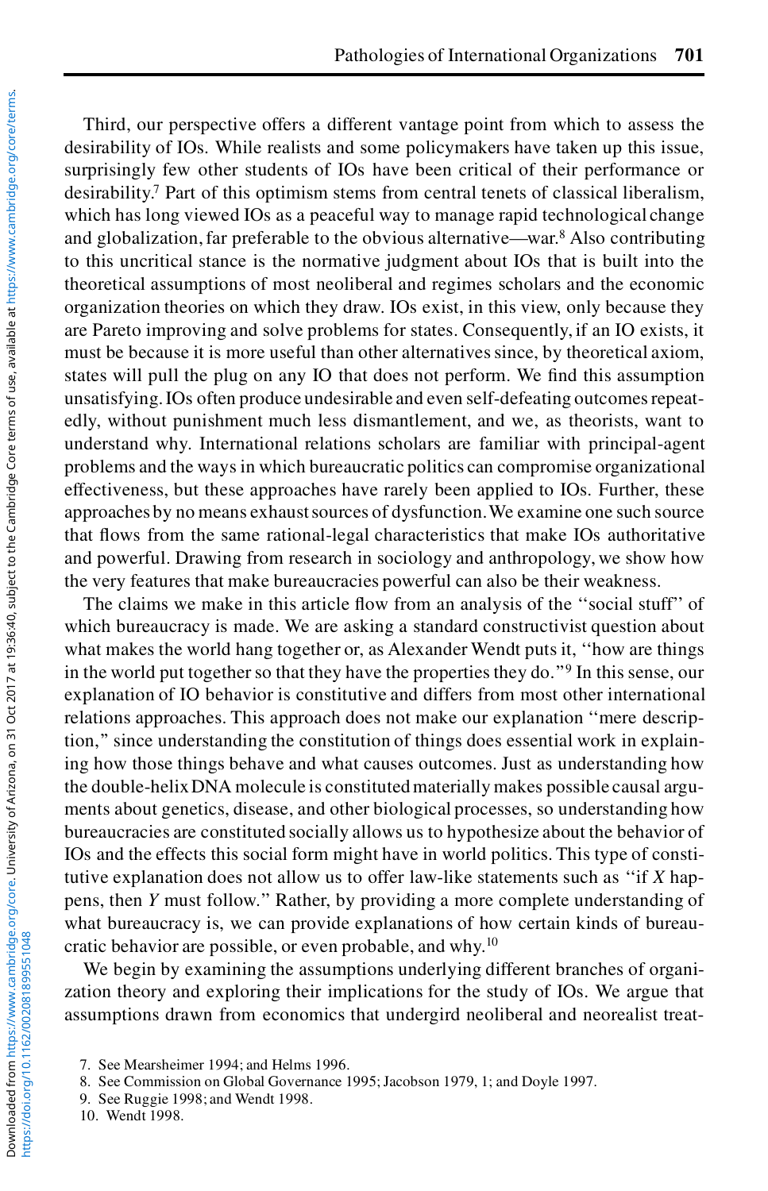Third, our perspective offers a different vantage point from which to assess the desirability of IOs. While realists and some policymakers have taken up this issue, surprisingly few other students of IOs have been critical of their performance or desirability.[7] Part of this optimism stems from central tenets of classical liberalism, which has long viewed IOs as a peaceful way to manage rapid technological change and globalization, far preferable to the obvious alternative—war.[8] Also contributing to this uncritical stance is the normative judgment about IOs that is built into the theoretical assumptions of most neoliberal and regimes scholars and the economic organization theories on which they draw. IOs exist, in this view, only because they are Pareto improving and solve problems for states. Consequently, if an IO exists, it must be because it is more useful than other alternatives since, by theoretical axiom, states will pull the plug on any IO that does not perform. We find this assumption unsatisfying. IOs often produce undesirable and even self-defeating outcomes repeatedly, without punishment much less dismantlement, and we, as theorists, want to understand why. International relations scholars are familiar with principal-agent problems and the ways in which bureaucratic politics can compromise organizational effectiveness, but these approaches have rarely been applied to IOs. Further, these approaches by no means exhaust sources of dysfunction. We examine one such source that flows from the same rational-legal characteristics that make IOs authoritative and powerful. Drawing from research in sociology and anthropology, we show how the very features that make bureaucracies powerful can also be their weakness.

The claims we make in this article flow from an analysis of the "social stuff" of which bureaucracy is made. We are asking a standard constructivist question about what makes the world hang together or, as Alexander Wendt puts it, "how are things in the world put together so that they have the properties they do."[9] In this sense, our explanation of IO behavior is constitutive and differs from most other international relations approaches. This approach does not make our explanation "mere description," since understanding the constitution of things does essential work in explaining how those things behave and what causes outcomes. Just as understanding how the double-helix DNA molecule is constituted materially makes possible causal arguments about genetics, disease, and other biological processes, so understanding how bureaucracies are constituted socially allows us to hypothesize about the behavior of IOs and the effects this social form might have in world politics. This type of constitutive explanation does not allow us to offer law-like statements such as "if *X* happens, then *Y* must follow." Rather, by providing a more complete understanding of what bureaucracy is, we can provide explanations of how certain kinds of bureaucratic behavior are possible, or even probable, and why.[10]

We begin by examining the assumptions underlying different branches of organization theory and exploring their implications for the study of IOs. We argue that assumptions drawn from economics that undergird neoliberal and neorealist treat-

7. See Mearsheimer 1994; and Helms 1996.
8. See Commission on Global Governance 1995; Jacobson 1979, 1; and Doyle 1997.
9. See Ruggie 1998; and Wendt 1998.
10. Wendt 1998.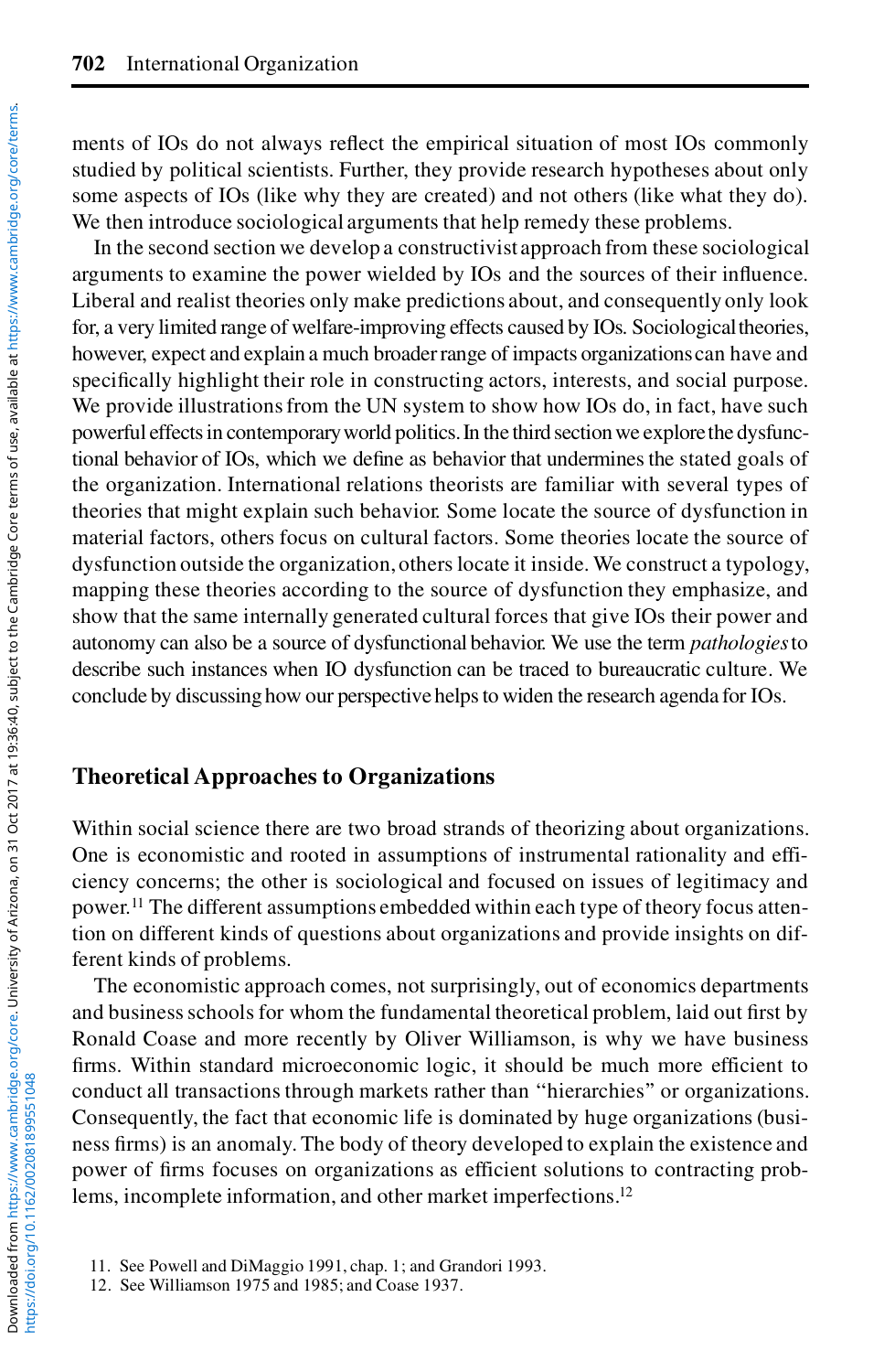ments of IOs do not always reflect the empirical situation of most IOs commonly studied by political scientists. Further, they provide research hypotheses about only some aspects of IOs (like why they are created) and not others (like what they do). We then introduce sociological arguments that help remedy these problems.

In the second section we develop a constructivist approach from these sociological arguments to examine the power wielded by IOs and the sources of their influence. Liberal and realist theories only make predictions about, and consequently only look for, a very limited range of welfare-improving effects caused by IOs. Sociological theories, however, expect and explain a much broader range of impacts organizations can have and specifically highlight their role in constructing actors, interests, and social purpose. We provide illustrations from the UN system to show how IOs do, in fact, have such powerful effects in contemporary world politics. In the third section we explore the dysfunctional behavior of IOs, which we define as behavior that undermines the stated goals of the organization. International relations theorists are familiar with several types of theories that might explain such behavior. Some locate the source of dysfunction in material factors, others focus on cultural factors. Some theories locate the source of dysfunction outside the organization, others locate it inside. We construct a typology, mapping these theories according to the source of dysfunction they emphasize, and show that the same internally generated cultural forces that give IOs their power and autonomy can also be a source of dysfunctional behavior. We use the term *pathologies* to describe such instances when IO dysfunction can be traced to bureaucratic culture. We conclude by discussing how our perspective helps to widen the research agenda for IOs.

## Theoretical Approaches to Organizations

Within social science there are two broad strands of theorizing about organizations. One is economistic and rooted in assumptions of instrumental rationality and efficiency concerns; the other is sociological and focused on issues of legitimacy and power.[11] The different assumptions embedded within each type of theory focus attention on different kinds of questions about organizations and provide insights on different kinds of problems.

The economistic approach comes, not surprisingly, out of economics departments and business schools for whom the fundamental theoretical problem, laid out first by Ronald Coase and more recently by Oliver Williamson, is why we have business firms. Within standard microeconomic logic, it should be much more efficient to conduct all transactions through markets rather than "hierarchies" or organizations. Consequently, the fact that economic life is dominated by huge organizations (business firms) is an anomaly. The body of theory developed to explain the existence and power of firms focuses on organizations as efficient solutions to contracting problems, incomplete information, and other market imperfections.[12]

11. See Powell and DiMaggio 1991, chap. 1; and Grandori 1993.
12. See Williamson 1975 and 1985; and Coase 1937.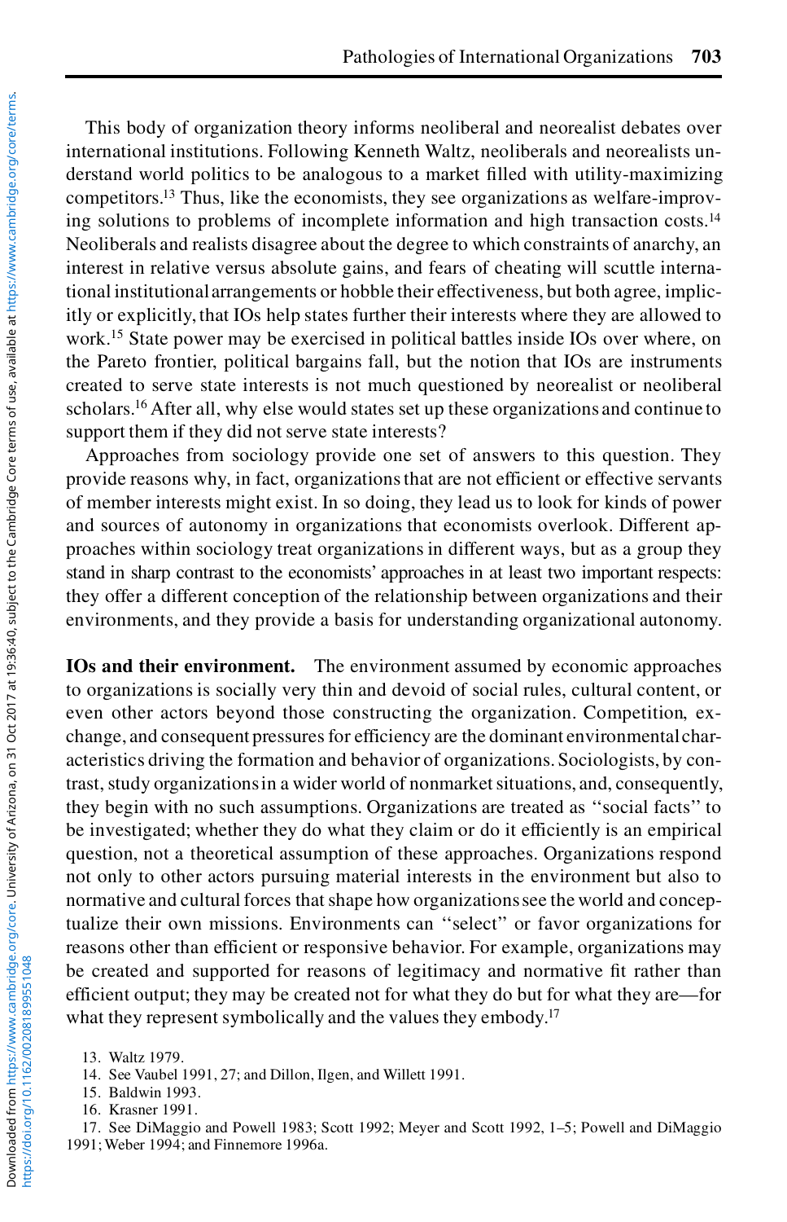This body of organization theory informs neoliberal and neorealist debates over international institutions. Following Kenneth Waltz, neoliberals and neorealists understand world politics to be analogous to a market filled with utility-maximizing competitors.[13] Thus, like the economists, they see organizations as welfare-improving solutions to problems of incomplete information and high transaction costs.[14] Neoliberals and realists disagree about the degree to which constraints of anarchy, an interest in relative versus absolute gains, and fears of cheating will scuttle international institutional arrangements or hobble their effectiveness, but both agree, implicitly or explicitly, that IOs help states further their interests where they are allowed to work.[15] State power may be exercised in political battles inside IOs over where, on the Pareto frontier, political bargains fall, but the notion that IOs are instruments created to serve state interests is not much questioned by neorealist or neoliberal scholars.[16] After all, why else would states set up these organizations and continue to support them if they did not serve state interests?

Approaches from sociology provide one set of answers to this question. They provide reasons why, in fact, organizations that are not efficient or effective servants of member interests might exist. In so doing, they lead us to look for kinds of power and sources of autonomy in organizations that economists overlook. Different approaches within sociology treat organizations in different ways, but as a group they stand in sharp contrast to the economists' approaches in at least two important respects: they offer a different conception of the relationship between organizations and their environments, and they provide a basis for understanding organizational autonomy.

**IOs and their environment.** The environment assumed by economic approaches to organizations is socially very thin and devoid of social rules, cultural content, or even other actors beyond those constructing the organization. Competition, exchange, and consequent pressures for efficiency are the dominant environmental characteristics driving the formation and behavior of organizations. Sociologists, by contrast, study organizations in a wider world of nonmarket situations, and, consequently, they begin with no such assumptions. Organizations are treated as "social facts" to be investigated; whether they do what they claim or do it efficiently is an empirical question, not a theoretical assumption of these approaches. Organizations respond not only to other actors pursuing material interests in the environment but also to normative and cultural forces that shape how organizations see the world and conceptualize their own missions. Environments can "select" or favor organizations for reasons other than efficient or responsive behavior. For example, organizations may be created and supported for reasons of legitimacy and normative fit rather than efficient output; they may be created not for what they do but for what they are—for what they represent symbolically and the values they embody.[17]

13. Waltz 1979.
14. See Vaubel 1991, 27; and Dillon, Ilgen, and Willett 1991.
15. Baldwin 1993.
16. Krasner 1991.
17. See DiMaggio and Powell 1983; Scott 1992; Meyer and Scott 1992, 1–5; Powell and DiMaggio 1991; Weber 1994; and Finnemore 1996a.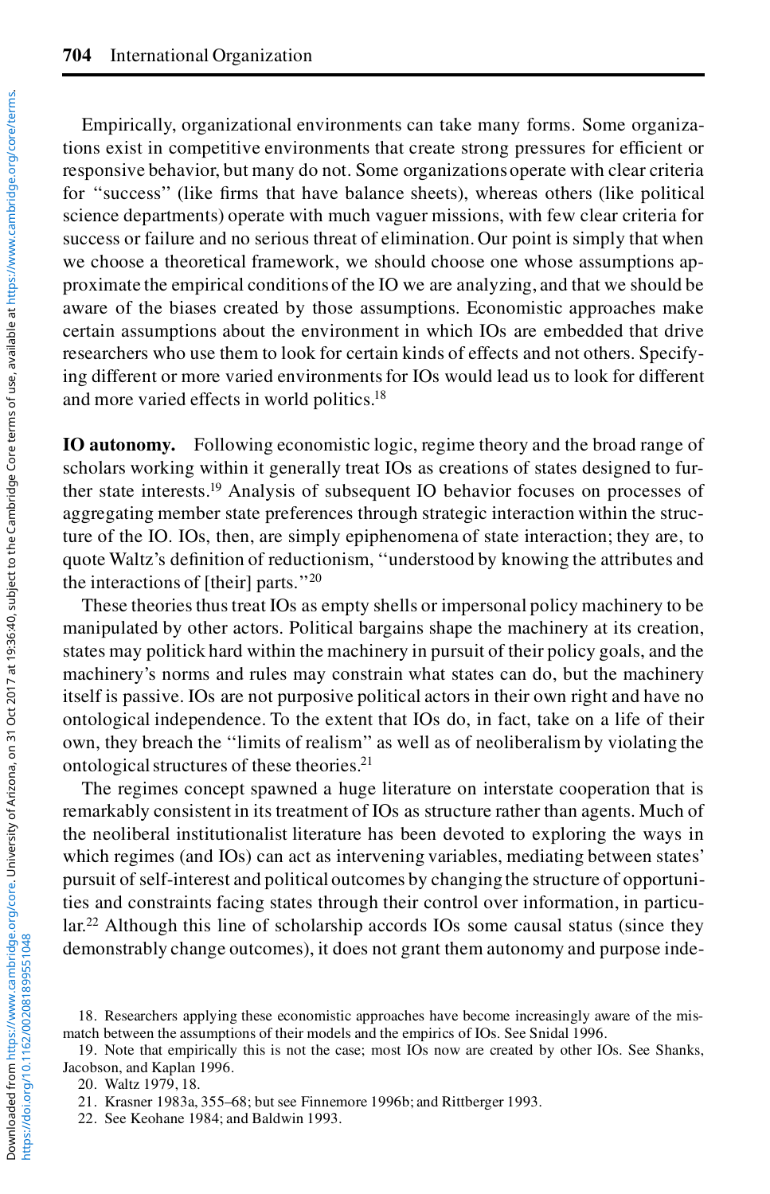Empirically, organizational environments can take many forms. Some organizations exist in competitive environments that create strong pressures for efficient or responsive behavior, but many do not. Some organizations operate with clear criteria for "success" (like firms that have balance sheets), whereas others (like political science departments) operate with much vaguer missions, with few clear criteria for success or failure and no serious threat of elimination. Our point is simply that when we choose a theoretical framework, we should choose one whose assumptions approximate the empirical conditions of the IO we are analyzing, and that we should be aware of the biases created by those assumptions. Economistic approaches make certain assumptions about the environment in which IOs are embedded that drive researchers who use them to look for certain kinds of effects and not others. Specifying different or more varied environments for IOs would lead us to look for different and more varied effects in world politics.[18]

**IO autonomy.** Following economistic logic, regime theory and the broad range of scholars working within it generally treat IOs as creations of states designed to further state interests.[19] Analysis of subsequent IO behavior focuses on processes of aggregating member state preferences through strategic interaction within the structure of the IO. IOs, then, are simply epiphenomena of state interaction; they are, to quote Waltz's definition of reductionism, "understood by knowing the attributes and the interactions of [their] parts."[20]

These theories thus treat IOs as empty shells or impersonal policy machinery to be manipulated by other actors. Political bargains shape the machinery at its creation, states may politick hard within the machinery in pursuit of their policy goals, and the machinery's norms and rules may constrain what states can do, but the machinery itself is passive. IOs are not purposive political actors in their own right and have no ontological independence. To the extent that IOs do, in fact, take on a life of their own, they breach the "limits of realism" as well as of neoliberalism by violating the ontological structures of these theories.[21]

The regimes concept spawned a huge literature on interstate cooperation that is remarkably consistent in its treatment of IOs as structure rather than agents. Much of the neoliberal institutionalist literature has been devoted to exploring the ways in which regimes (and IOs) can act as intervening variables, mediating between states' pursuit of self-interest and political outcomes by changing the structure of opportunities and constraints facing states through their control over information, in particular.[22] Although this line of scholarship accords IOs some causal status (since they demonstrably change outcomes), it does not grant them autonomy and purpose inde-

18. Researchers applying these economistic approaches have become increasingly aware of the mismatch between the assumptions of their models and the empirics of IOs. See Snidal 1996.

19. Note that empirically this is not the case; most IOs now are created by other IOs. See Shanks, Jacobson, and Kaplan 1996.

20. Waltz 1979, 18.

21. Krasner 1983a, 355–68; but see Finnemore 1996b; and Rittberger 1993.

22. See Keohane 1984; and Baldwin 1993.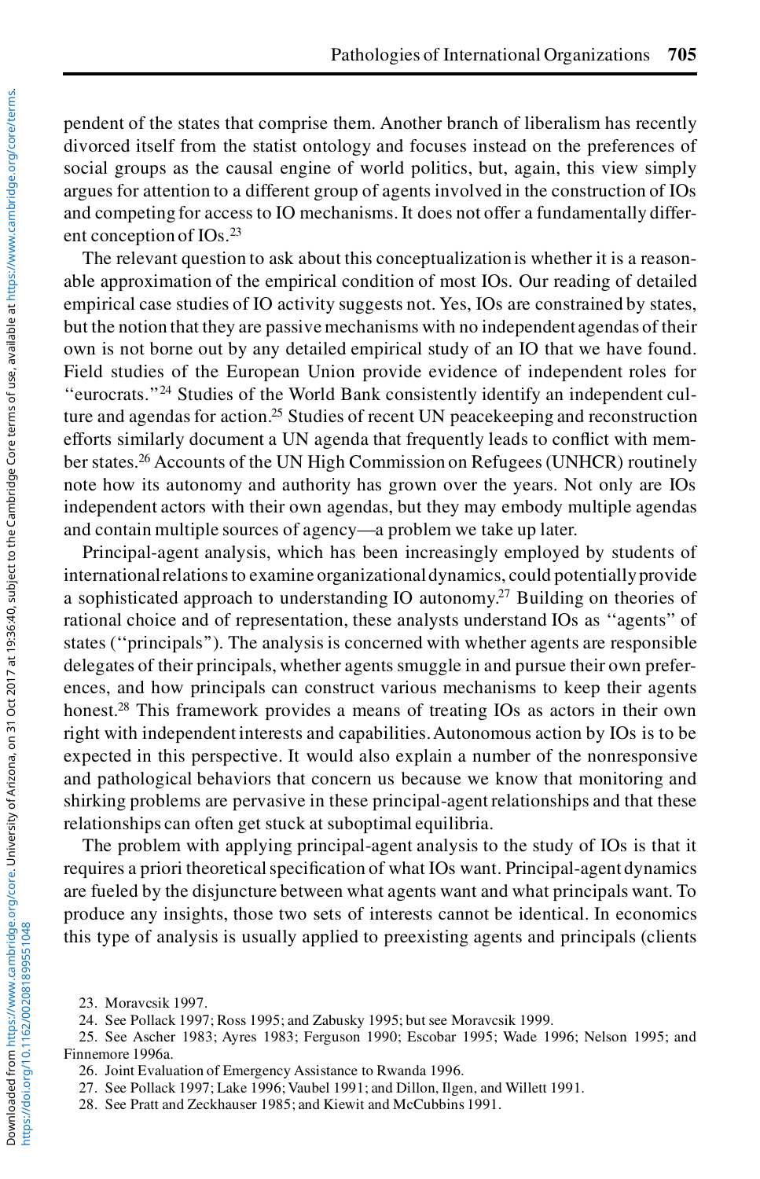pendent of the states that comprise them. Another branch of liberalism has recently divorced itself from the statist ontology and focuses instead on the preferences of social groups as the causal engine of world politics, but, again, this view simply argues for attention to a different group of agents involved in the construction of IOs and competing for access to IO mechanisms. It does not offer a fundamentally different conception of IOs.[23]

The relevant question to ask about this conceptualization is whether it is a reasonable approximation of the empirical condition of most IOs. Our reading of detailed empirical case studies of IO activity suggests not. Yes, IOs are constrained by states, but the notion that they are passive mechanisms with no independent agendas of their own is not borne out by any detailed empirical study of an IO that we have found. Field studies of the European Union provide evidence of independent roles for "eurocrats."[24] Studies of the World Bank consistently identify an independent culture and agendas for action.[25] Studies of recent UN peacekeeping and reconstruction efforts similarly document a UN agenda that frequently leads to conflict with member states.[26] Accounts of the UN High Commission on Refugees (UNHCR) routinely note how its autonomy and authority has grown over the years. Not only are IOs independent actors with their own agendas, but they may embody multiple agendas and contain multiple sources of agency—a problem we take up later.

Principal-agent analysis, which has been increasingly employed by students of international relations to examine organizational dynamics, could potentially provide a sophisticated approach to understanding IO autonomy.[27] Building on theories of rational choice and of representation, these analysts understand IOs as "agents" of states ("principals"). The analysis is concerned with whether agents are responsible delegates of their principals, whether agents smuggle in and pursue their own preferences, and how principals can construct various mechanisms to keep their agents honest.[28] This framework provides a means of treating IOs as actors in their own right with independent interests and capabilities. Autonomous action by IOs is to be expected in this perspective. It would also explain a number of the nonresponsive and pathological behaviors that concern us because we know that monitoring and shirking problems are pervasive in these principal-agent relationships and that these relationships can often get stuck at suboptimal equilibria.

The problem with applying principal-agent analysis to the study of IOs is that it requires a priori theoretical specification of what IOs want. Principal-agent dynamics are fueled by the disjuncture between what agents want and what principals want. To produce any insights, those two sets of interests cannot be identical. In economics this type of analysis is usually applied to preexisting agents and principals (clients

23. Moravcsik 1997.

24. See Pollack 1997; Ross 1995; and Zabusky 1995; but see Moravcsik 1999.

25. See Ascher 1983; Ayres 1983; Ferguson 1990; Escobar 1995; Wade 1996; Nelson 1995; and Finnemore 1996a.

26. Joint Evaluation of Emergency Assistance to Rwanda 1996.

27. See Pollack 1997; Lake 1996; Vaubel 1991; and Dillon, Ilgen, and Willett 1991.

28. See Pratt and Zeckhauser 1985; and Kiewit and McCubbins 1991.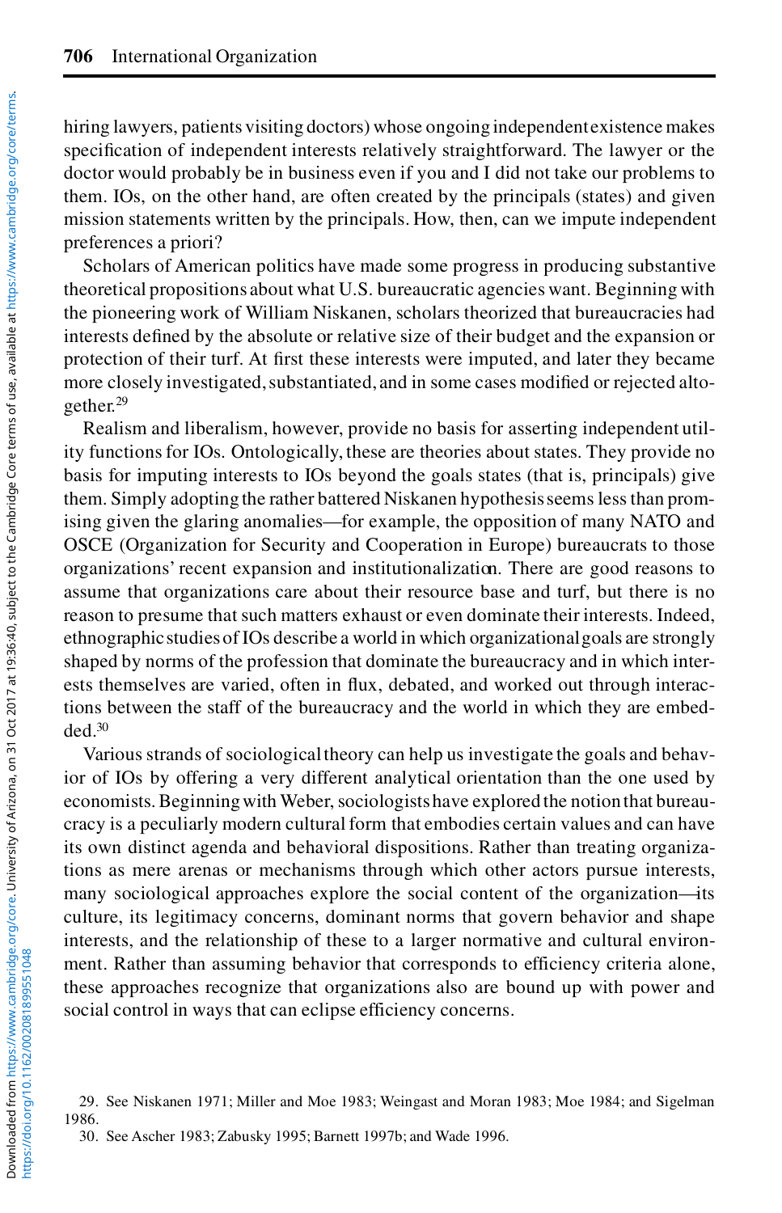hiring lawyers, patients visiting doctors) whose ongoing independent existence makes specification of independent interests relatively straightforward. The lawyer or the doctor would probably be in business even if you and I did not take our problems to them. IOs, on the other hand, are often created by the principals (states) and given mission statements written by the principals. How, then, can we impute independent preferences a priori?

Scholars of American politics have made some progress in producing substantive theoretical propositions about what U.S. bureaucratic agencies want. Beginning with the pioneering work of William Niskanen, scholars theorized that bureaucracies had interests defined by the absolute or relative size of their budget and the expansion or protection of their turf. At first these interests were imputed, and later they became more closely investigated, substantiated, and in some cases modified or rejected altogether.[29]

Realism and liberalism, however, provide no basis for asserting independent utility functions for IOs. Ontologically, these are theories about states. They provide no basis for imputing interests to IOs beyond the goals states (that is, principals) give them. Simply adopting the rather battered Niskanen hypothesis seems less than promising given the glaring anomalies—for example, the opposition of many NATO and OSCE (Organization for Security and Cooperation in Europe) bureaucrats to those organizations' recent expansion and institutionalization. There are good reasons to assume that organizations care about their resource base and turf, but there is no reason to presume that such matters exhaust or even dominate their interests. Indeed, ethnographic studies of IOs describe a world in which organizational goals are strongly shaped by norms of the profession that dominate the bureaucracy and in which interests themselves are varied, often in flux, debated, and worked out through interactions between the staff of the bureaucracy and the world in which they are embedded.[30]

Various strands of sociological theory can help us investigate the goals and behavior of IOs by offering a very different analytical orientation than the one used by economists. Beginning with Weber, sociologists have explored the notion that bureaucracy is a peculiarly modern cultural form that embodies certain values and can have its own distinct agenda and behavioral dispositions. Rather than treating organizations as mere arenas or mechanisms through which other actors pursue interests, many sociological approaches explore the social content of the organization—its culture, its legitimacy concerns, dominant norms that govern behavior and shape interests, and the relationship of these to a larger normative and cultural environment. Rather than assuming behavior that corresponds to efficiency criteria alone, these approaches recognize that organizations also are bound up with power and social control in ways that can eclipse efficiency concerns.

29. See Niskanen 1971; Miller and Moe 1983; Weingast and Moran 1983; Moe 1984; and Sigelman 1986.

30. See Ascher 1983; Zabusky 1995; Barnett 1997b; and Wade 1996.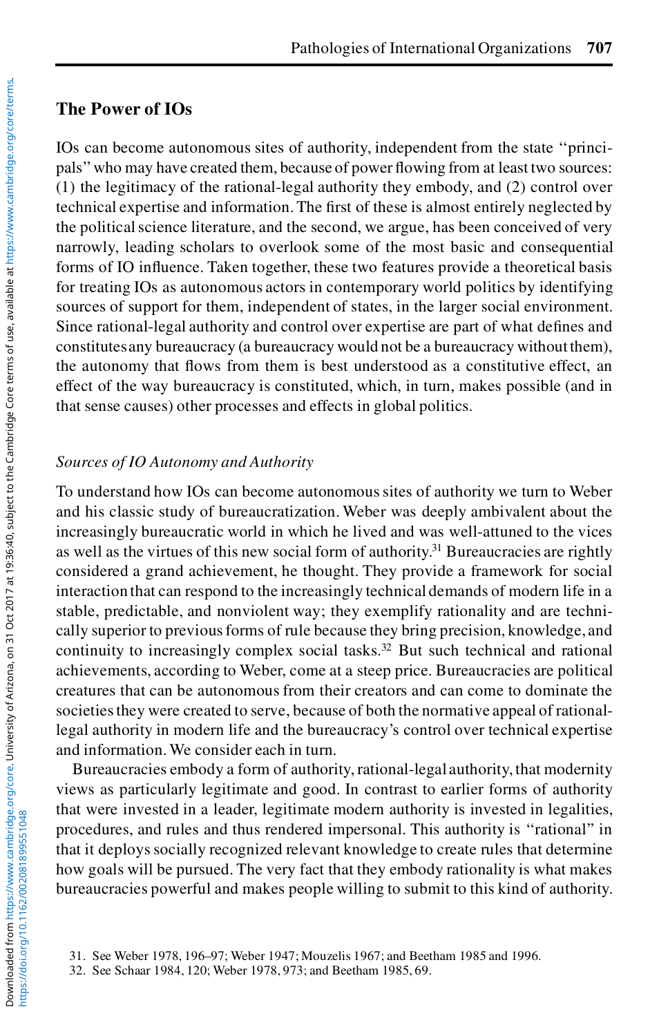## The Power of IOs

IOs can become autonomous sites of authority, independent from the state "principals" who may have created them, because of power flowing from at least two sources: (1) the legitimacy of the rational-legal authority they embody, and (2) control over technical expertise and information. The first of these is almost entirely neglected by the political science literature, and the second, we argue, has been conceived of very narrowly, leading scholars to overlook some of the most basic and consequential forms of IO influence. Taken together, these two features provide a theoretical basis for treating IOs as autonomous actors in contemporary world politics by identifying sources of support for them, independent of states, in the larger social environment. Since rational-legal authority and control over expertise are part of what defines and constitutes any bureaucracy (a bureaucracy would not be a bureaucracy without them), the autonomy that flows from them is best understood as a constitutive effect, an effect of the way bureaucracy is constituted, which, in turn, makes possible (and in that sense causes) other processes and effects in global politics.

### *Sources of IO Autonomy and Authority*

To understand how IOs can become autonomous sites of authority we turn to Weber and his classic study of bureaucratization. Weber was deeply ambivalent about the increasingly bureaucratic world in which he lived and was well-attuned to the vices as well as the virtues of this new social form of authority.[31] Bureaucracies are rightly considered a grand achievement, he thought. They provide a framework for social interaction that can respond to the increasingly technical demands of modern life in a stable, predictable, and nonviolent way; they exemplify rationality and are technically superior to previous forms of rule because they bring precision, knowledge, and continuity to increasingly complex social tasks.[32] But such technical and rational achievements, according to Weber, come at a steep price. Bureaucracies are political creatures that can be autonomous from their creators and can come to dominate the societies they were created to serve, because of both the normative appeal of rational-legal authority in modern life and the bureaucracy's control over technical expertise and information. We consider each in turn.

Bureaucracies embody a form of authority, rational-legal authority, that modernity views as particularly legitimate and good. In contrast to earlier forms of authority that were invested in a leader, legitimate modern authority is invested in legalities, procedures, and rules and thus rendered impersonal. This authority is "rational" in that it deploys socially recognized relevant knowledge to create rules that determine how goals will be pursued. The very fact that they embody rationality is what makes bureaucracies powerful and makes people willing to submit to this kind of authority.

31. See Weber 1978, 196–97; Weber 1947; Mouzelis 1967; and Beetham 1985 and 1996.
32. See Schaar 1984, 120; Weber 1978, 973; and Beetham 1985, 69.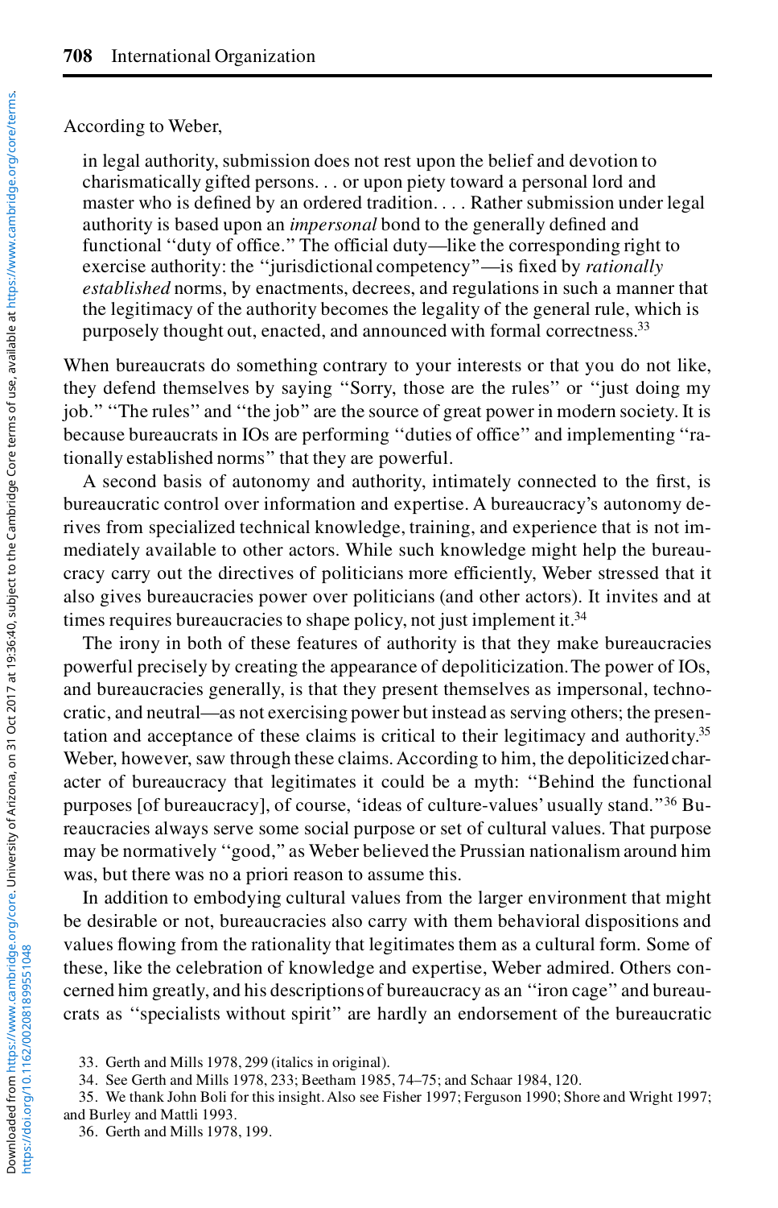According to Weber,

> in legal authority, submission does not rest upon the belief and devotion to charismatically gifted persons. . . or upon piety toward a personal lord and master who is defined by an ordered tradition. . . . Rather submission under legal authority is based upon an *impersonal* bond to the generally defined and functional "duty of office." The official duty—like the corresponding right to exercise authority: the "jurisdictional competency"—is fixed by *rationally established* norms, by enactments, decrees, and regulations in such a manner that the legitimacy of the authority becomes the legality of the general rule, which is purposely thought out, enacted, and announced with formal correctness.[33]

When bureaucrats do something contrary to your interests or that you do not like, they defend themselves by saying "Sorry, those are the rules" or "just doing my job." "The rules" and "the job" are the source of great power in modern society. It is because bureaucrats in IOs are performing "duties of office" and implementing "rationally established norms" that they are powerful.

A second basis of autonomy and authority, intimately connected to the first, is bureaucratic control over information and expertise. A bureaucracy's autonomy derives from specialized technical knowledge, training, and experience that is not immediately available to other actors. While such knowledge might help the bureaucracy carry out the directives of politicians more efficiently, Weber stressed that it also gives bureaucracies power over politicians (and other actors). It invites and at times requires bureaucracies to shape policy, not just implement it.[34]

The irony in both of these features of authority is that they make bureaucracies powerful precisely by creating the appearance of depoliticization. The power of IOs, and bureaucracies generally, is that they present themselves as impersonal, technocratic, and neutral—as not exercising power but instead as serving others; the presentation and acceptance of these claims is critical to their legitimacy and authority.[35] Weber, however, saw through these claims. According to him, the depoliticized character of bureaucracy that legitimates it could be a myth: "Behind the functional purposes [of bureaucracy], of course, 'ideas of culture-values' usually stand."[36] Bureaucracies always serve some social purpose or set of cultural values. That purpose may be normatively "good," as Weber believed the Prussian nationalism around him was, but there was no a priori reason to assume this.

In addition to embodying cultural values from the larger environment that might be desirable or not, bureaucracies also carry with them behavioral dispositions and values flowing from the rationality that legitimates them as a cultural form. Some of these, like the celebration of knowledge and expertise, Weber admired. Others concerned him greatly, and his descriptions of bureaucracy as an "iron cage" and bureaucrats as "specialists without spirit" are hardly an endorsement of the bureaucratic

33. Gerth and Mills 1978, 299 (italics in original).
34. See Gerth and Mills 1978, 233; Beetham 1985, 74–75; and Schaar 1984, 120.
35. We thank John Boli for this insight. Also see Fisher 1997; Ferguson 1990; Shore and Wright 1997; and Burley and Mattli 1993.
36. Gerth and Mills 1978, 199.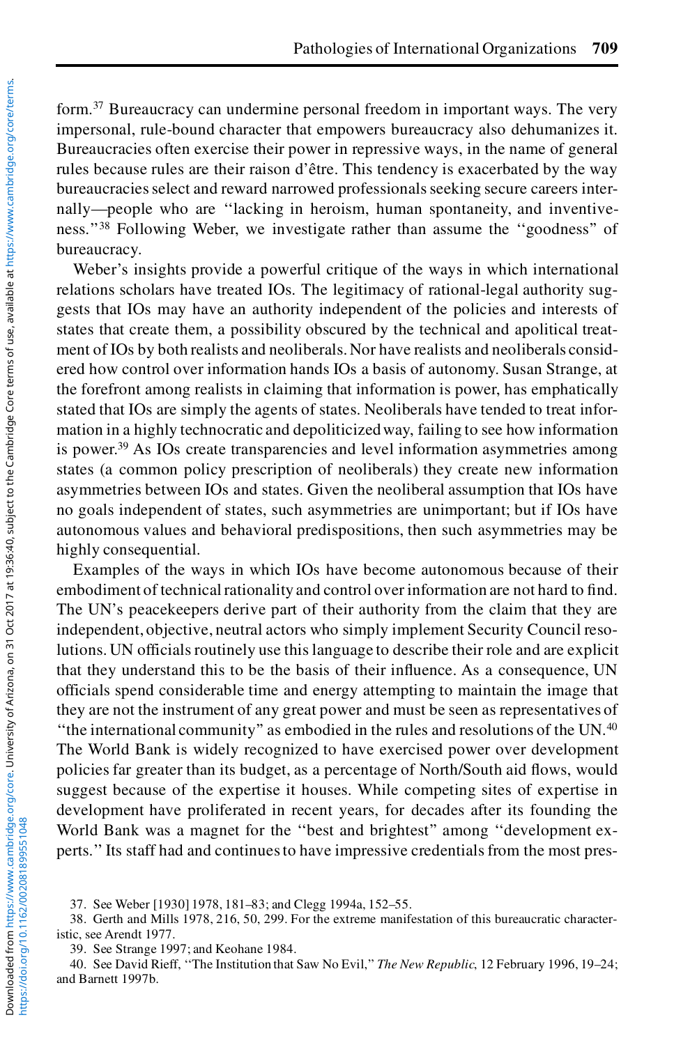form.[37] Bureaucracy can undermine personal freedom in important ways. The very impersonal, rule-bound character that empowers bureaucracy also dehumanizes it. Bureaucracies often exercise their power in repressive ways, in the name of general rules because rules are their raison d'être. This tendency is exacerbated by the way bureaucracies select and reward narrowed professionals seeking secure careers internally—people who are "lacking in heroism, human spontaneity, and inventiveness."[38] Following Weber, we investigate rather than assume the "goodness" of bureaucracy.

Weber's insights provide a powerful critique of the ways in which international relations scholars have treated IOs. The legitimacy of rational-legal authority suggests that IOs may have an authority independent of the policies and interests of states that create them, a possibility obscured by the technical and apolitical treatment of IOs by both realists and neoliberals. Nor have realists and neoliberals considered how control over information hands IOs a basis of autonomy. Susan Strange, at the forefront among realists in claiming that information is power, has emphatically stated that IOs are simply the agents of states. Neoliberals have tended to treat information in a highly technocratic and depoliticized way, failing to see how information is power.[39] As IOs create transparencies and level information asymmetries among states (a common policy prescription of neoliberals) they create new information asymmetries between IOs and states. Given the neoliberal assumption that IOs have no goals independent of states, such asymmetries are unimportant; but if IOs have autonomous values and behavioral predispositions, then such asymmetries may be highly consequential.

Examples of the ways in which IOs have become autonomous because of their embodiment of technical rationality and control over information are not hard to find. The UN's peacekeepers derive part of their authority from the claim that they are independent, objective, neutral actors who simply implement Security Council resolutions. UN officials routinely use this language to describe their role and are explicit that they understand this to be the basis of their influence. As a consequence, UN officials spend considerable time and energy attempting to maintain the image that they are not the instrument of any great power and must be seen as representatives of "the international community" as embodied in the rules and resolutions of the UN.[40] The World Bank is widely recognized to have exercised power over development policies far greater than its budget, as a percentage of North/South aid flows, would suggest because of the expertise it houses. While competing sites of expertise in development have proliferated in recent years, for decades after its founding the World Bank was a magnet for the "best and brightest" among "development experts." Its staff had and continues to have impressive credentials from the most pres-

37. See Weber [1930] 1978, 181–83; and Clegg 1994a, 152–55.

38. Gerth and Mills 1978, 216, 50, 299. For the extreme manifestation of this bureaucratic characteristic, see Arendt 1977.

39. See Strange 1997; and Keohane 1984.

40. See David Rieff, "The Institution that Saw No Evil," *The New Republic*, 12 February 1996, 19–24; and Barnett 1997b.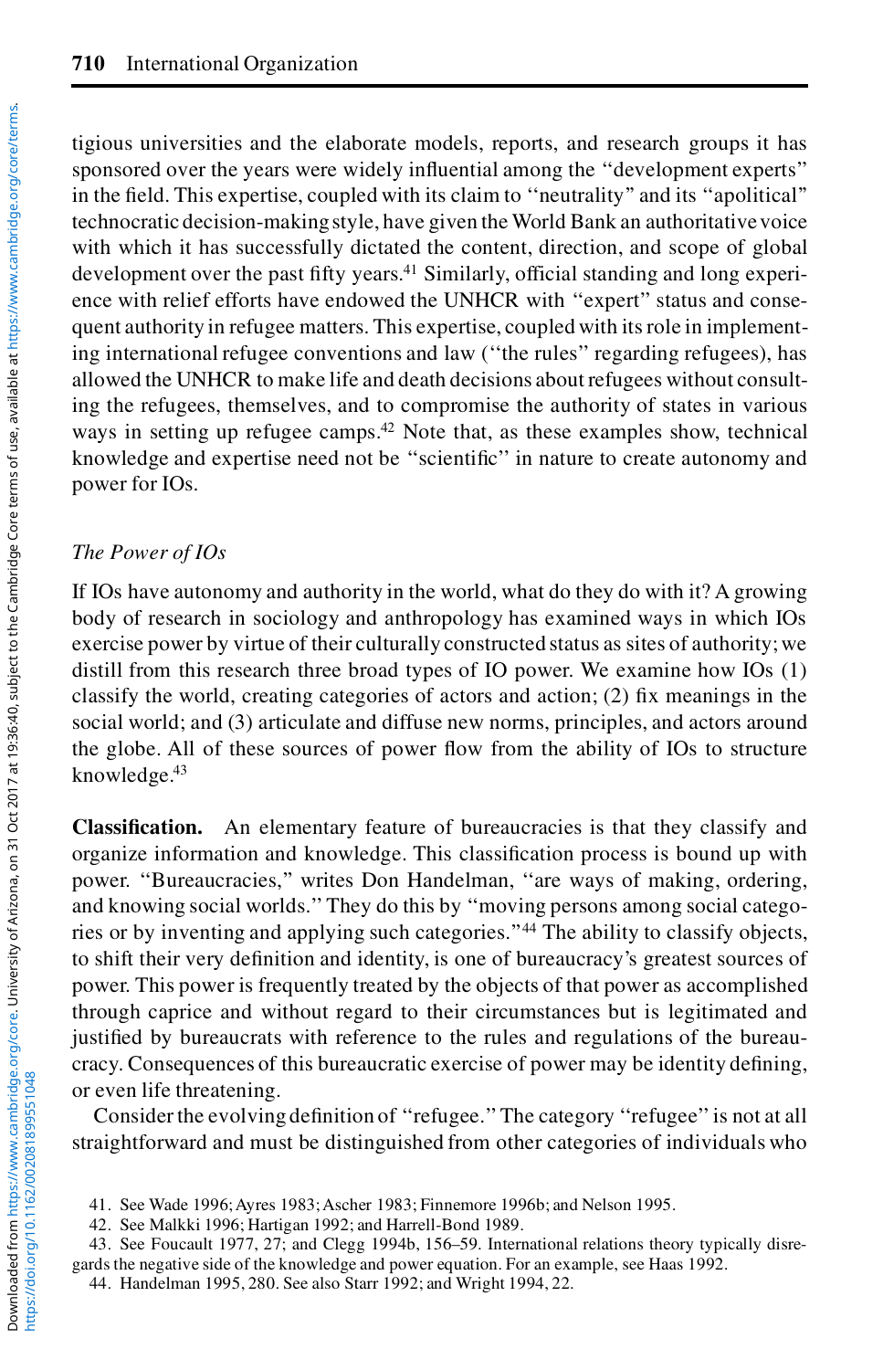tigious universities and the elaborate models, reports, and research groups it has sponsored over the years were widely influential among the "development experts" in the field. This expertise, coupled with its claim to "neutrality" and its "apolitical" technocratic decision-making style, have given the World Bank an authoritative voice with which it has successfully dictated the content, direction, and scope of global development over the past fifty years.[41] Similarly, official standing and long experience with relief efforts have endowed the UNHCR with "expert" status and consequent authority in refugee matters. This expertise, coupled with its role in implementing international refugee conventions and law ("the rules" regarding refugees), has allowed the UNHCR to make life and death decisions about refugees without consulting the refugees, themselves, and to compromise the authority of states in various ways in setting up refugee camps.[42] Note that, as these examples show, technical knowledge and expertise need not be "scientific" in nature to create autonomy and power for IOs.

### *The Power of IOs*

If IOs have autonomy and authority in the world, what do they do with it? A growing body of research in sociology and anthropology has examined ways in which IOs exercise power by virtue of their culturally constructed status as sites of authority; we distill from this research three broad types of IO power. We examine how IOs (1) classify the world, creating categories of actors and action; (2) fix meanings in the social world; and (3) articulate and diffuse new norms, principles, and actors around the globe. All of these sources of power flow from the ability of IOs to structure knowledge.[43]

**Classification.** An elementary feature of bureaucracies is that they classify and organize information and knowledge. This classification process is bound up with power. "Bureaucracies," writes Don Handelman, "are ways of making, ordering, and knowing social worlds." They do this by "moving persons among social categories or by inventing and applying such categories."[44] The ability to classify objects, to shift their very definition and identity, is one of bureaucracy's greatest sources of power. This power is frequently treated by the objects of that power as accomplished through caprice and without regard to their circumstances but is legitimated and justified by bureaucrats with reference to the rules and regulations of the bureaucracy. Consequences of this bureaucratic exercise of power may be identity defining, or even life threatening.

Consider the evolving definition of "refugee." The category "refugee" is not at all straightforward and must be distinguished from other categories of individuals who

41. See Wade 1996; Ayres 1983; Ascher 1983; Finnemore 1996b; and Nelson 1995.

42. See Malkki 1996; Hartigan 1992; and Harrell-Bond 1989.

43. See Foucault 1977, 27; and Clegg 1994b, 156–59. International relations theory typically disregards the negative side of the knowledge and power equation. For an example, see Haas 1992.

44. Handelman 1995, 280. See also Starr 1992; and Wright 1994, 22.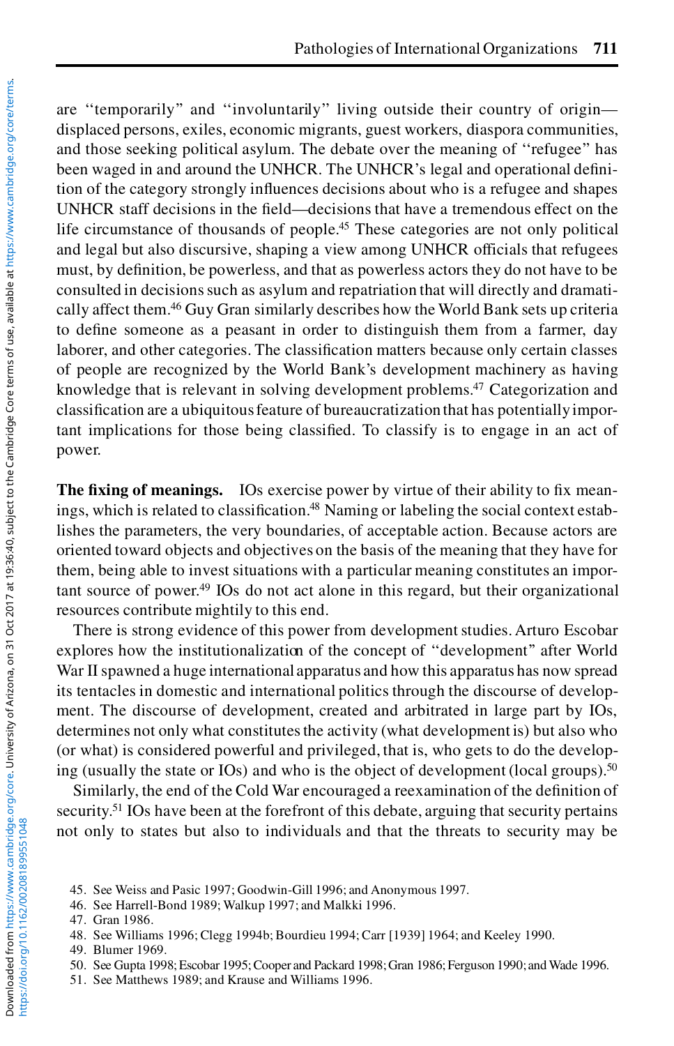are "temporarily" and "involuntarily" living outside their country of origin—displaced persons, exiles, economic migrants, guest workers, diaspora communities, and those seeking political asylum. The debate over the meaning of "refugee" has been waged in and around the UNHCR. The UNHCR's legal and operational definition of the category strongly influences decisions about who is a refugee and shapes UNHCR staff decisions in the field—decisions that have a tremendous effect on the life circumstance of thousands of people.[45] These categories are not only political and legal but also discursive, shaping a view among UNHCR officials that refugees must, by definition, be powerless, and that as powerless actors they do not have to be consulted in decisions such as asylum and repatriation that will directly and dramatically affect them.[46] Guy Gran similarly describes how the World Bank sets up criteria to define someone as a peasant in order to distinguish them from a farmer, day laborer, and other categories. The classification matters because only certain classes of people are recognized by the World Bank's development machinery as having knowledge that is relevant in solving development problems.[47] Categorization and classification are a ubiquitous feature of bureaucratization that has potentially important implications for those being classified. To classify is to engage in an act of power.

**The fixing of meanings.** IOs exercise power by virtue of their ability to fix meanings, which is related to classification.[48] Naming or labeling the social context establishes the parameters, the very boundaries, of acceptable action. Because actors are oriented toward objects and objectives on the basis of the meaning that they have for them, being able to invest situations with a particular meaning constitutes an important source of power.[49] IOs do not act alone in this regard, but their organizational resources contribute mightily to this end.

There is strong evidence of this power from development studies. Arturo Escobar explores how the institutionalization of the concept of "development" after World War II spawned a huge international apparatus and how this apparatus has now spread its tentacles in domestic and international politics through the discourse of development. The discourse of development, created and arbitrated in large part by IOs, determines not only what constitutes the activity (what development is) but also who (or what) is considered powerful and privileged, that is, who gets to do the developing (usually the state or IOs) and who is the object of development (local groups).[50]

Similarly, the end of the Cold War encouraged a reexamination of the definition of security.[51] IOs have been at the forefront of this debate, arguing that security pertains not only to states but also to individuals and that the threats to security may be

45. See Weiss and Pasic 1997; Goodwin-Gill 1996; and Anonymous 1997.
46. See Harrell-Bond 1989; Walkup 1997; and Malkki 1996.
47. Gran 1986.
48. See Williams 1996; Clegg 1994b; Bourdieu 1994; Carr [1939] 1964; and Keeley 1990.
49. Blumer 1969.
50. See Gupta 1998; Escobar 1995; Cooper and Packard 1998; Gran 1986; Ferguson 1990; and Wade 1996.
51. See Matthews 1989; and Krause and Williams 1996.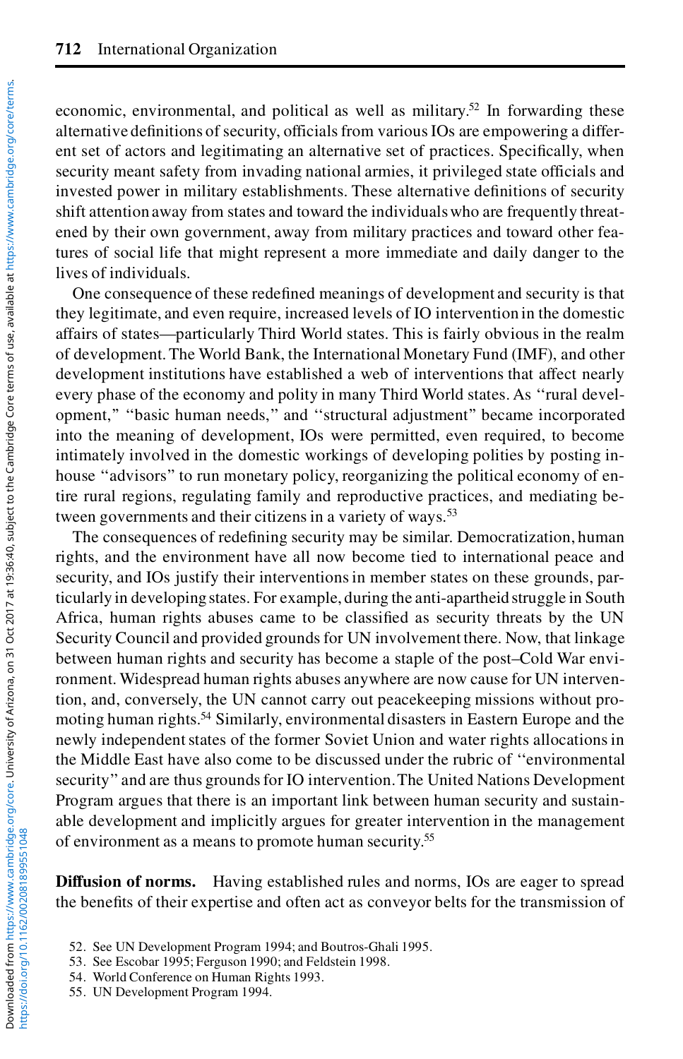economic, environmental, and political as well as military.[52] In forwarding these alternative definitions of security, officials from various IOs are empowering a different set of actors and legitimating an alternative set of practices. Specifically, when security meant safety from invading national armies, it privileged state officials and invested power in military establishments. These alternative definitions of security shift attention away from states and toward the individuals who are frequently threatened by their own government, away from military practices and toward other features of social life that might represent a more immediate and daily danger to the lives of individuals.

One consequence of these redefined meanings of development and security is that they legitimate, and even require, increased levels of IO intervention in the domestic affairs of states—particularly Third World states. This is fairly obvious in the realm of development. The World Bank, the International Monetary Fund (IMF), and other development institutions have established a web of interventions that affect nearly every phase of the economy and polity in many Third World states. As "rural development," "basic human needs," and "structural adjustment" became incorporated into the meaning of development, IOs were permitted, even required, to become intimately involved in the domestic workings of developing polities by posting in-house "advisors" to run monetary policy, reorganizing the political economy of entire rural regions, regulating family and reproductive practices, and mediating between governments and their citizens in a variety of ways.[53]

The consequences of redefining security may be similar. Democratization, human rights, and the environment have all now become tied to international peace and security, and IOs justify their interventions in member states on these grounds, particularly in developing states. For example, during the anti-apartheid struggle in South Africa, human rights abuses came to be classified as security threats by the UN Security Council and provided grounds for UN involvement there. Now, that linkage between human rights and security has become a staple of the post–Cold War environment. Widespread human rights abuses anywhere are now cause for UN intervention, and, conversely, the UN cannot carry out peacekeeping missions without promoting human rights.[54] Similarly, environmental disasters in Eastern Europe and the newly independent states of the former Soviet Union and water rights allocations in the Middle East have also come to be discussed under the rubric of "environmental security" and are thus grounds for IO intervention. The United Nations Development Program argues that there is an important link between human security and sustainable development and implicitly argues for greater intervention in the management of environment as a means to promote human security.[55]

**Diffusion of norms.** Having established rules and norms, IOs are eager to spread the benefits of their expertise and often act as conveyor belts for the transmission of

52. See UN Development Program 1994; and Boutros-Ghali 1995.
53. See Escobar 1995; Ferguson 1990; and Feldstein 1998.
54. World Conference on Human Rights 1993.
55. UN Development Program 1994.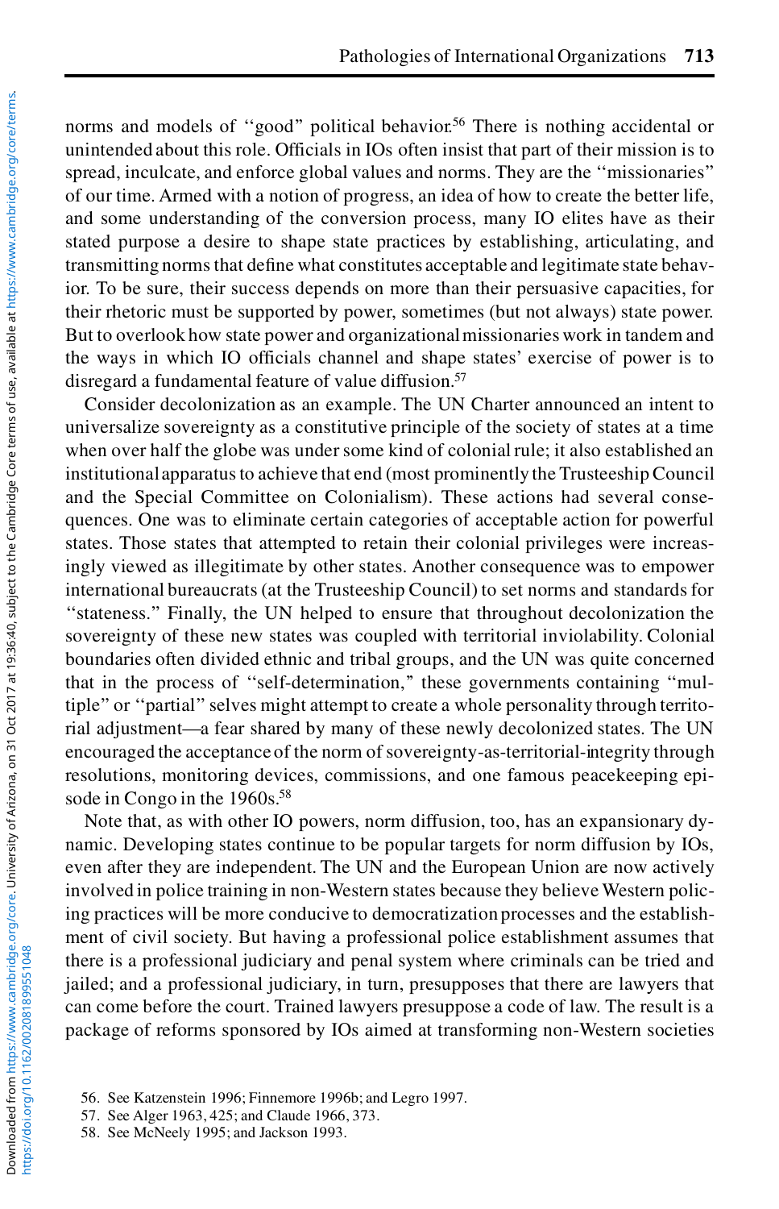norms and models of "good" political behavior.[56] There is nothing accidental or unintended about this role. Officials in IOs often insist that part of their mission is to spread, inculcate, and enforce global values and norms. They are the "missionaries" of our time. Armed with a notion of progress, an idea of how to create the better life, and some understanding of the conversion process, many IO elites have as their stated purpose a desire to shape state practices by establishing, articulating, and transmitting norms that define what constitutes acceptable and legitimate state behavior. To be sure, their success depends on more than their persuasive capacities, for their rhetoric must be supported by power, sometimes (but not always) state power. But to overlook how state power and organizational missionaries work in tandem and the ways in which IO officials channel and shape states' exercise of power is to disregard a fundamental feature of value diffusion.[57]

Consider decolonization as an example. The UN Charter announced an intent to universalize sovereignty as a constitutive principle of the society of states at a time when over half the globe was under some kind of colonial rule; it also established an institutional apparatus to achieve that end (most prominently the Trusteeship Council and the Special Committee on Colonialism). These actions had several consequences. One was to eliminate certain categories of acceptable action for powerful states. Those states that attempted to retain their colonial privileges were increasingly viewed as illegitimate by other states. Another consequence was to empower international bureaucrats (at the Trusteeship Council) to set norms and standards for "stateness." Finally, the UN helped to ensure that throughout decolonization the sovereignty of these new states was coupled with territorial inviolability. Colonial boundaries often divided ethnic and tribal groups, and the UN was quite concerned that in the process of "self-determination," these governments containing "multiple" or "partial" selves might attempt to create a whole personality through territorial adjustment—a fear shared by many of these newly decolonized states. The UN encouraged the acceptance of the norm of sovereignty-as-territorial-integrity through resolutions, monitoring devices, commissions, and one famous peacekeeping episode in Congo in the 1960s.[58]

Note that, as with other IO powers, norm diffusion, too, has an expansionary dynamic. Developing states continue to be popular targets for norm diffusion by IOs, even after they are independent. The UN and the European Union are now actively involved in police training in non-Western states because they believe Western policing practices will be more conducive to democratization processes and the establishment of civil society. But having a professional police establishment assumes that there is a professional judiciary and penal system where criminals can be tried and jailed; and a professional judiciary, in turn, presupposes that there are lawyers that can come before the court. Trained lawyers presuppose a code of law. The result is a package of reforms sponsored by IOs aimed at transforming non-Western societies

56. See Katzenstein 1996; Finnemore 1996b; and Legro 1997.
57. See Alger 1963, 425; and Claude 1966, 373.
58. See McNeely 1995; and Jackson 1993.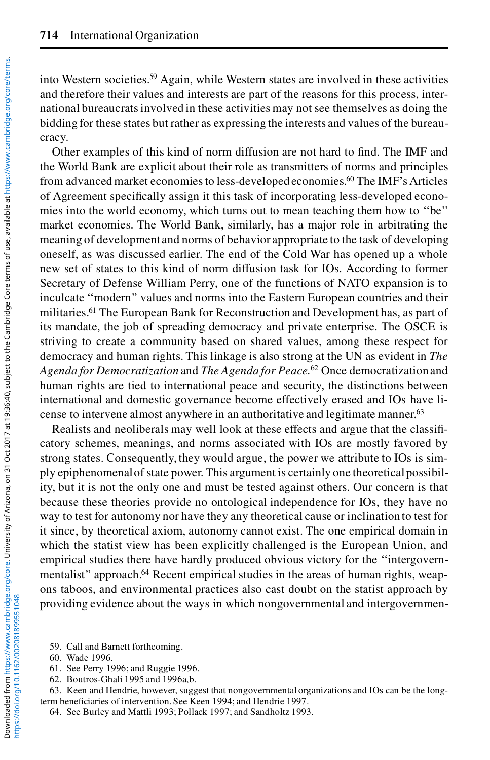into Western societies.[59] Again, while Western states are involved in these activities and therefore their values and interests are part of the reasons for this process, international bureaucrats involved in these activities may not see themselves as doing the bidding for these states but rather as expressing the interests and values of the bureaucracy.

Other examples of this kind of norm diffusion are not hard to find. The IMF and the World Bank are explicit about their role as transmitters of norms and principles from advanced market economies to less-developed economies.[60] The IMF's Articles of Agreement specifically assign it this task of incorporating less-developed economies into the world economy, which turns out to mean teaching them how to "be" market economies. The World Bank, similarly, has a major role in arbitrating the meaning of development and norms of behavior appropriate to the task of developing oneself, as was discussed earlier. The end of the Cold War has opened up a whole new set of states to this kind of norm diffusion task for IOs. According to former Secretary of Defense William Perry, one of the functions of NATO expansion is to inculcate "modern" values and norms into the Eastern European countries and their militaries.[61] The European Bank for Reconstruction and Development has, as part of its mandate, the job of spreading democracy and private enterprise. The OSCE is striving to create a community based on shared values, among these respect for democracy and human rights. This linkage is also strong at the UN as evident in *The Agenda for Democratization* and *The Agenda for Peace*.[62] Once democratization and human rights are tied to international peace and security, the distinctions between international and domestic governance become effectively erased and IOs have license to intervene almost anywhere in an authoritative and legitimate manner.[63]

Realists and neoliberals may well look at these effects and argue that the classificatory schemes, meanings, and norms associated with IOs are mostly favored by strong states. Consequently, they would argue, the power we attribute to IOs is simply epiphenomenal of state power. This argument is certainly one theoretical possibility, but it is not the only one and must be tested against others. Our concern is that because these theories provide no ontological independence for IOs, they have no way to test for autonomy nor have they any theoretical cause or inclination to test for it since, by theoretical axiom, autonomy cannot exist. The one empirical domain in which the statist view has been explicitly challenged is the European Union, and empirical studies there have hardly produced obvious victory for the "intergovernmentalist" approach.[64] Recent empirical studies in the areas of human rights, weapons taboos, and environmental practices also cast doubt on the statist approach by providing evidence about the ways in which nongovernmental and intergovernmen-

59. Call and Barnett forthcoming.

60. Wade 1996.

61. See Perry 1996; and Ruggie 1996.

62. Boutros-Ghali 1995 and 1996a,b.

63. Keen and Hendrie, however, suggest that nongovernmental organizations and IOs can be the long-term beneficiaries of intervention. See Keen 1994; and Hendrie 1997.

64. See Burley and Mattli 1993; Pollack 1997; and Sandholtz 1993.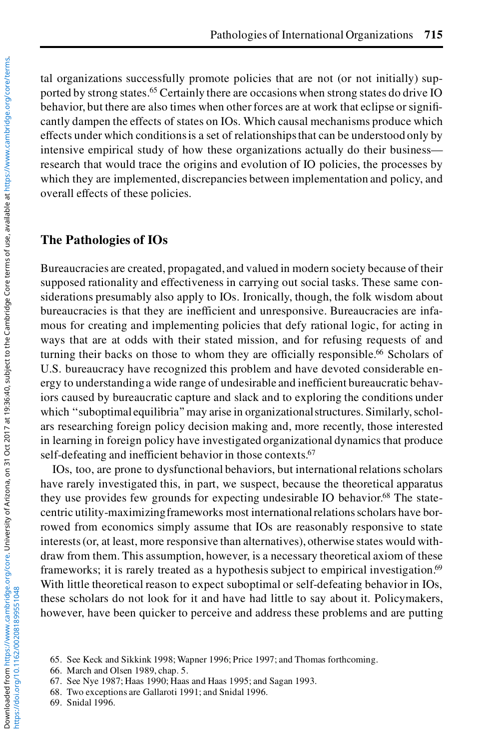tal organizations successfully promote policies that are not (or not initially) supported by strong states.[65] Certainly there are occasions when strong states do drive IO behavior, but there are also times when other forces are at work that eclipse or significantly dampen the effects of states on IOs. Which causal mechanisms produce which effects under which conditions is a set of relationships that can be understood only by intensive empirical study of how these organizations actually do their business—research that would trace the origins and evolution of IO policies, the processes by which they are implemented, discrepancies between implementation and policy, and overall effects of these policies.

## The Pathologies of IOs

Bureaucracies are created, propagated, and valued in modern society because of their supposed rationality and effectiveness in carrying out social tasks. These same considerations presumably also apply to IOs. Ironically, though, the folk wisdom about bureaucracies is that they are inefficient and unresponsive. Bureaucracies are infamous for creating and implementing policies that defy rational logic, for acting in ways that are at odds with their stated mission, and for refusing requests of and turning their backs on those to whom they are officially responsible.[66] Scholars of U.S. bureaucracy have recognized this problem and have devoted considerable energy to understanding a wide range of undesirable and inefficient bureaucratic behaviors caused by bureaucratic capture and slack and to exploring the conditions under which "suboptimal equilibria" may arise in organizational structures. Similarly, scholars researching foreign policy decision making and, more recently, those interested in learning in foreign policy have investigated organizational dynamics that produce self-defeating and inefficient behavior in those contexts.[67]

IOs, too, are prone to dysfunctional behaviors, but international relations scholars have rarely investigated this, in part, we suspect, because the theoretical apparatus they use provides few grounds for expecting undesirable IO behavior.[68] The state-centric utility-maximizing frameworks most international relations scholars have borrowed from economics simply assume that IOs are reasonably responsive to state interests (or, at least, more responsive than alternatives), otherwise states would withdraw from them. This assumption, however, is a necessary theoretical axiom of these frameworks; it is rarely treated as a hypothesis subject to empirical investigation.[69] With little theoretical reason to expect suboptimal or self-defeating behavior in IOs, these scholars do not look for it and have had little to say about it. Policymakers, however, have been quicker to perceive and address these problems and are putting

65. See Keck and Sikkink 1998; Wapner 1996; Price 1997; and Thomas forthcoming.
66. March and Olsen 1989, chap. 5.
67. See Nye 1987; Haas 1990; Haas and Haas 1995; and Sagan 1993.
68. Two exceptions are Gallaroti 1991; and Snidal 1996.
69. Snidal 1996.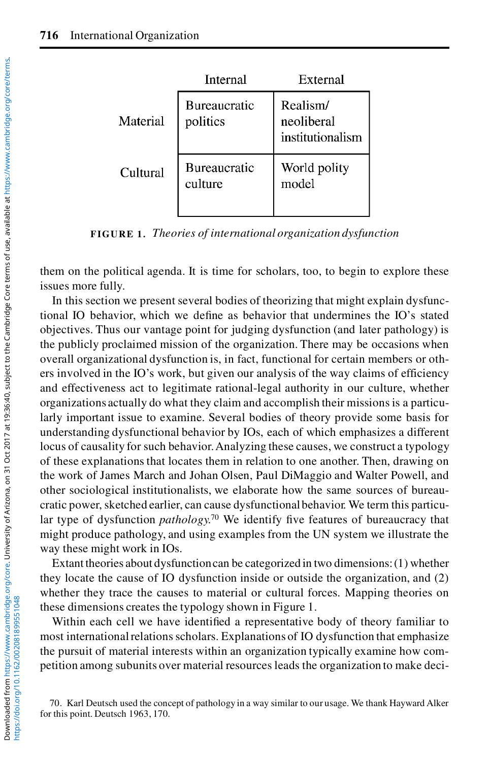|  | Internal | External |
| --- | --- | --- |
| Material | Bureaucratic politics | Realism/ neoliberal institutionalism |
| Cultural | Bureaucratic culture | World polity model |

**FIGURE 1.** *Theories of international organization dysfunction*

them on the political agenda. It is time for scholars, too, to begin to explore these issues more fully.

In this section we present several bodies of theorizing that might explain dysfunctional IO behavior, which we define as behavior that undermines the IO's stated objectives. Thus our vantage point for judging dysfunction (and later pathology) is the publicly proclaimed mission of the organization. There may be occasions when overall organizational dysfunction is, in fact, functional for certain members or others involved in the IO's work, but given our analysis of the way claims of efficiency and effectiveness act to legitimate rational-legal authority in our culture, whether organizations actually do what they claim and accomplish their missions is a particularly important issue to examine. Several bodies of theory provide some basis for understanding dysfunctional behavior by IOs, each of which emphasizes a different locus of causality for such behavior. Analyzing these causes, we construct a typology of these explanations that locates them in relation to one another. Then, drawing on the work of James March and Johan Olsen, Paul DiMaggio and Walter Powell, and other sociological institutionalists, we elaborate how the same sources of bureaucratic power, sketched earlier, can cause dysfunctional behavior. We term this particular type of dysfunction *pathology*.[70] We identify five features of bureaucracy that might produce pathology, and using examples from the UN system we illustrate the way these might work in IOs.

Extant theories about dysfunction can be categorized in two dimensions: (1) whether they locate the cause of IO dysfunction inside or outside the organization, and (2) whether they trace the causes to material or cultural forces. Mapping theories on these dimensions creates the typology shown in Figure 1.

Within each cell we have identified a representative body of theory familiar to most international relations scholars. Explanations of IO dysfunction that emphasize the pursuit of material interests within an organization typically examine how competition among subunits over material resources leads the organization to make deci-

70. Karl Deutsch used the concept of pathology in a way similar to our usage. We thank Hayward Alker for this point. Deutsch 1963, 170.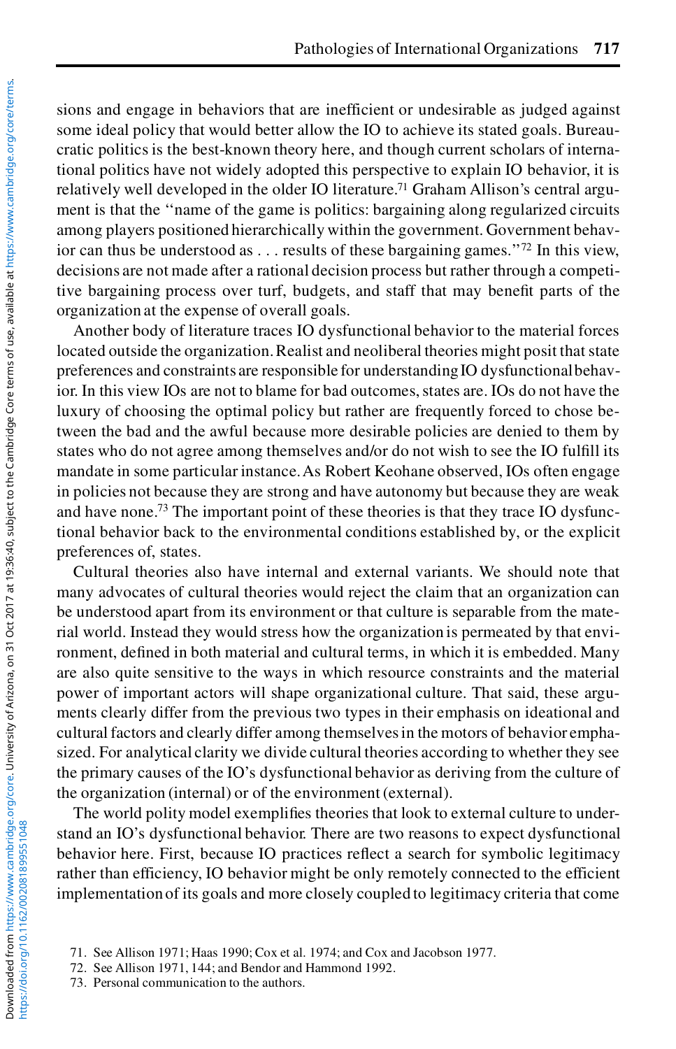sions and engage in behaviors that are inefficient or undesirable as judged against some ideal policy that would better allow the IO to achieve its stated goals. Bureaucratic politics is the best-known theory here, and though current scholars of international politics have not widely adopted this perspective to explain IO behavior, it is relatively well developed in the older IO literature.[71] Graham Allison's central argument is that the "name of the game is politics: bargaining along regularized circuits among players positioned hierarchically within the government. Government behavior can thus be understood as . . . results of these bargaining games."[72] In this view, decisions are not made after a rational decision process but rather through a competitive bargaining process over turf, budgets, and staff that may benefit parts of the organization at the expense of overall goals.

Another body of literature traces IO dysfunctional behavior to the material forces located outside the organization. Realist and neoliberal theories might posit that state preferences and constraints are responsible for understanding IO dysfunctional behavior. In this view IOs are not to blame for bad outcomes, states are. IOs do not have the luxury of choosing the optimal policy but rather are frequently forced to chose between the bad and the awful because more desirable policies are denied to them by states who do not agree among themselves and/or do not wish to see the IO fulfill its mandate in some particular instance. As Robert Keohane observed, IOs often engage in policies not because they are strong and have autonomy but because they are weak and have none.[73] The important point of these theories is that they trace IO dysfunctional behavior back to the environmental conditions established by, or the explicit preferences of, states.

Cultural theories also have internal and external variants. We should note that many advocates of cultural theories would reject the claim that an organization can be understood apart from its environment or that culture is separable from the material world. Instead they would stress how the organization is permeated by that environment, defined in both material and cultural terms, in which it is embedded. Many are also quite sensitive to the ways in which resource constraints and the material power of important actors will shape organizational culture. That said, these arguments clearly differ from the previous two types in their emphasis on ideational and cultural factors and clearly differ among themselves in the motors of behavior emphasized. For analytical clarity we divide cultural theories according to whether they see the primary causes of the IO's dysfunctional behavior as deriving from the culture of the organization (internal) or of the environment (external).

The world polity model exemplifies theories that look to external culture to understand an IO's dysfunctional behavior. There are two reasons to expect dysfunctional behavior here. First, because IO practices reflect a search for symbolic legitimacy rather than efficiency, IO behavior might be only remotely connected to the efficient implementation of its goals and more closely coupled to legitimacy criteria that come

71. See Allison 1971; Haas 1990; Cox et al. 1974; and Cox and Jacobson 1977.

72. See Allison 1971, 144; and Bendor and Hammond 1992.

73. Personal communication to the authors.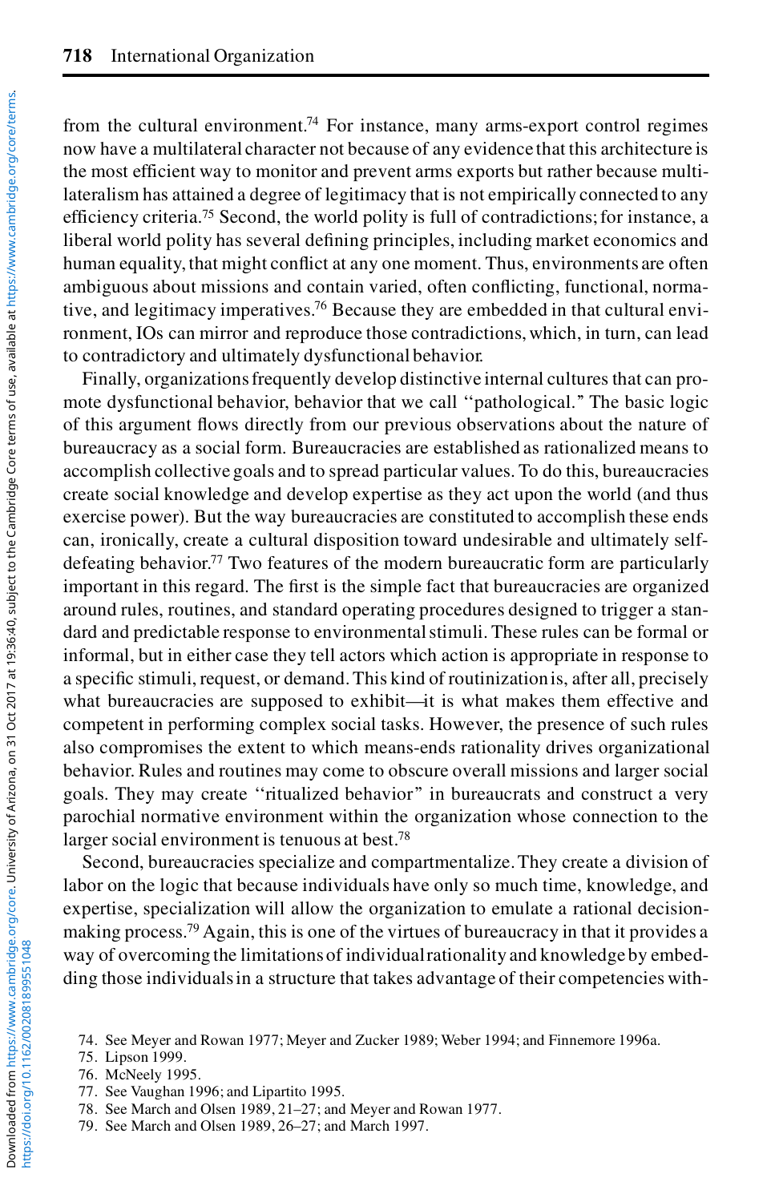from the cultural environment.[74] For instance, many arms-export control regimes now have a multilateral character not because of any evidence that this architecture is the most efficient way to monitor and prevent arms exports but rather because multilateralism has attained a degree of legitimacy that is not empirically connected to any efficiency criteria.[75] Second, the world polity is full of contradictions; for instance, a liberal world polity has several defining principles, including market economics and human equality, that might conflict at any one moment. Thus, environments are often ambiguous about missions and contain varied, often conflicting, functional, normative, and legitimacy imperatives.[76] Because they are embedded in that cultural environment, IOs can mirror and reproduce those contradictions, which, in turn, can lead to contradictory and ultimately dysfunctional behavior.

Finally, organizations frequently develop distinctive internal cultures that can promote dysfunctional behavior, behavior that we call "pathological." The basic logic of this argument flows directly from our previous observations about the nature of bureaucracy as a social form. Bureaucracies are established as rationalized means to accomplish collective goals and to spread particular values. To do this, bureaucracies create social knowledge and develop expertise as they act upon the world (and thus exercise power). But the way bureaucracies are constituted to accomplish these ends can, ironically, create a cultural disposition toward undesirable and ultimately self-defeating behavior.[77] Two features of the modern bureaucratic form are particularly important in this regard. The first is the simple fact that bureaucracies are organized around rules, routines, and standard operating procedures designed to trigger a standard and predictable response to environmental stimuli. These rules can be formal or informal, but in either case they tell actors which action is appropriate in response to a specific stimuli, request, or demand. This kind of routinization is, after all, precisely what bureaucracies are supposed to exhibit—it is what makes them effective and competent in performing complex social tasks. However, the presence of such rules also compromises the extent to which means-ends rationality drives organizational behavior. Rules and routines may come to obscure overall missions and larger social goals. They may create "ritualized behavior" in bureaucrats and construct a very parochial normative environment within the organization whose connection to the larger social environment is tenuous at best.[78]

Second, bureaucracies specialize and compartmentalize. They create a division of labor on the logic that because individuals have only so much time, knowledge, and expertise, specialization will allow the organization to emulate a rational decision-making process.[79] Again, this is one of the virtues of bureaucracy in that it provides a way of overcoming the limitations of individual rationality and knowledge by embedding those individuals in a structure that takes advantage of their competencies with-

74. See Meyer and Rowan 1977; Meyer and Zucker 1989; Weber 1994; and Finnemore 1996a.
75. Lipson 1999.
76. McNeely 1995.
77. See Vaughan 1996; and Lipartito 1995.
78. See March and Olsen 1989, 21–27; and Meyer and Rowan 1977.
79. See March and Olsen 1989, 26–27; and March 1997.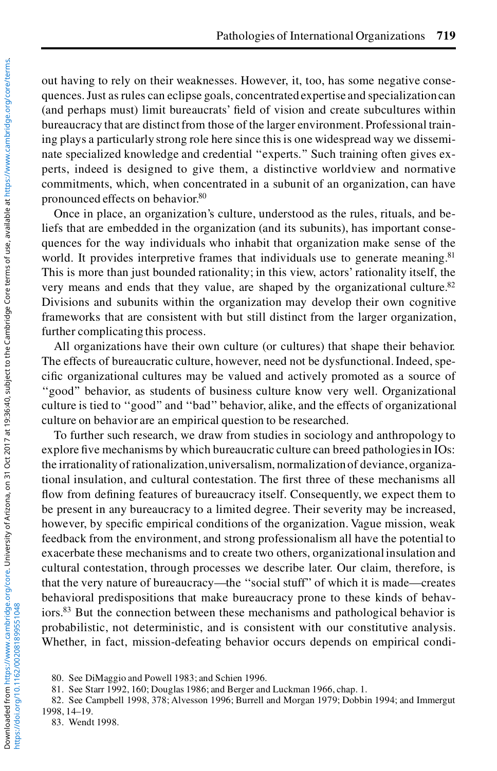out having to rely on their weaknesses. However, it, too, has some negative consequences. Just as rules can eclipse goals, concentrated expertise and specialization can (and perhaps must) limit bureaucrats' field of vision and create subcultures within bureaucracy that are distinct from those of the larger environment. Professional training plays a particularly strong role here since this is one widespread way we disseminate specialized knowledge and credential "experts." Such training often gives experts, indeed is designed to give them, a distinctive worldview and normative commitments, which, when concentrated in a subunit of an organization, can have pronounced effects on behavior.[80]

Once in place, an organization's culture, understood as the rules, rituals, and beliefs that are embedded in the organization (and its subunits), has important consequences for the way individuals who inhabit that organization make sense of the world. It provides interpretive frames that individuals use to generate meaning.[81] This is more than just bounded rationality; in this view, actors' rationality itself, the very means and ends that they value, are shaped by the organizational culture.[82] Divisions and subunits within the organization may develop their own cognitive frameworks that are consistent with but still distinct from the larger organization, further complicating this process.

All organizations have their own culture (or cultures) that shape their behavior. The effects of bureaucratic culture, however, need not be dysfunctional. Indeed, specific organizational cultures may be valued and actively promoted as a source of "good" behavior, as students of business culture know very well. Organizational culture is tied to "good" and "bad" behavior, alike, and the effects of organizational culture on behavior are an empirical question to be researched.

To further such research, we draw from studies in sociology and anthropology to explore five mechanisms by which bureaucratic culture can breed pathologies in IOs: the irrationality of rationalization, universalism, normalization of deviance, organizational insulation, and cultural contestation. The first three of these mechanisms all flow from defining features of bureaucracy itself. Consequently, we expect them to be present in any bureaucracy to a limited degree. Their severity may be increased, however, by specific empirical conditions of the organization. Vague mission, weak feedback from the environment, and strong professionalism all have the potential to exacerbate these mechanisms and to create two others, organizational insulation and cultural contestation, through processes we describe later. Our claim, therefore, is that the very nature of bureaucracy—the "social stuff" of which it is made—creates behavioral predispositions that make bureaucracy prone to these kinds of behaviors.[83] But the connection between these mechanisms and pathological behavior is probabilistic, not deterministic, and is consistent with our constitutive analysis. Whether, in fact, mission-defeating behavior occurs depends on empirical condi-

80. See DiMaggio and Powell 1983; and Schien 1996.

81. See Starr 1992, 160; Douglas 1986; and Berger and Luckman 1966, chap. 1.

82. See Campbell 1998, 378; Alvesson 1996; Burrell and Morgan 1979; Dobbin 1994; and Immergut 1998, 14–19.

83. Wendt 1998.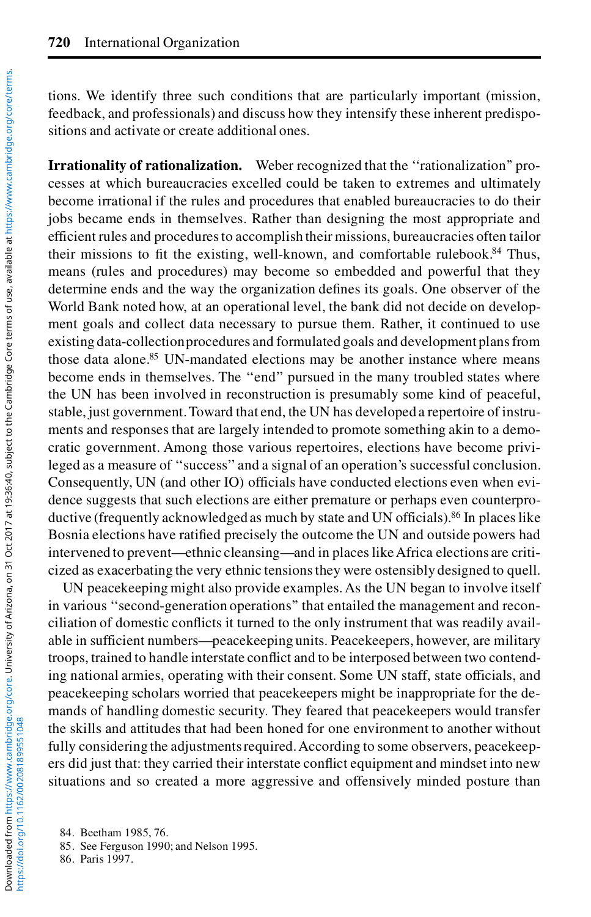tions. We identify three such conditions that are particularly important (mission, feedback, and professionals) and discuss how they intensify these inherent predispositions and activate or create additional ones.

**Irrationality of rationalization.** Weber recognized that the "rationalization" processes at which bureaucracies excelled could be taken to extremes and ultimately become irrational if the rules and procedures that enabled bureaucracies to do their jobs became ends in themselves. Rather than designing the most appropriate and efficient rules and procedures to accomplish their missions, bureaucracies often tailor their missions to fit the existing, well-known, and comfortable rulebook.[84] Thus, means (rules and procedures) may become so embedded and powerful that they determine ends and the way the organization defines its goals. One observer of the World Bank noted how, at an operational level, the bank did not decide on development goals and collect data necessary to pursue them. Rather, it continued to use existing data-collection procedures and formulated goals and development plans from those data alone.[85] UN-mandated elections may be another instance where means become ends in themselves. The "end" pursued in the many troubled states where the UN has been involved in reconstruction is presumably some kind of peaceful, stable, just government. Toward that end, the UN has developed a repertoire of instruments and responses that are largely intended to promote something akin to a democratic government. Among those various repertoires, elections have become privileged as a measure of "success" and a signal of an operation's successful conclusion. Consequently, UN (and other IO) officials have conducted elections even when evidence suggests that such elections are either premature or perhaps even counterproductive (frequently acknowledged as much by state and UN officials).[86] In places like Bosnia elections have ratified precisely the outcome the UN and outside powers had intervened to prevent—ethnic cleansing—and in places like Africa elections are criticized as exacerbating the very ethnic tensions they were ostensibly designed to quell.

UN peacekeeping might also provide examples. As the UN began to involve itself in various "second-generation operations" that entailed the management and reconciliation of domestic conflicts it turned to the only instrument that was readily available in sufficient numbers—peacekeeping units. Peacekeepers, however, are military troops, trained to handle interstate conflict and to be interposed between two contending national armies, operating with their consent. Some UN staff, state officials, and peacekeeping scholars worried that peacekeepers might be inappropriate for the demands of handling domestic security. They feared that peacekeepers would transfer the skills and attitudes that had been honed for one environment to another without fully considering the adjustments required. According to some observers, peacekeepers did just that: they carried their interstate conflict equipment and mindset into new situations and so created a more aggressive and offensively minded posture than

84. Beetham 1985, 76.
85. See Ferguson 1990; and Nelson 1995.
86. Paris 1997.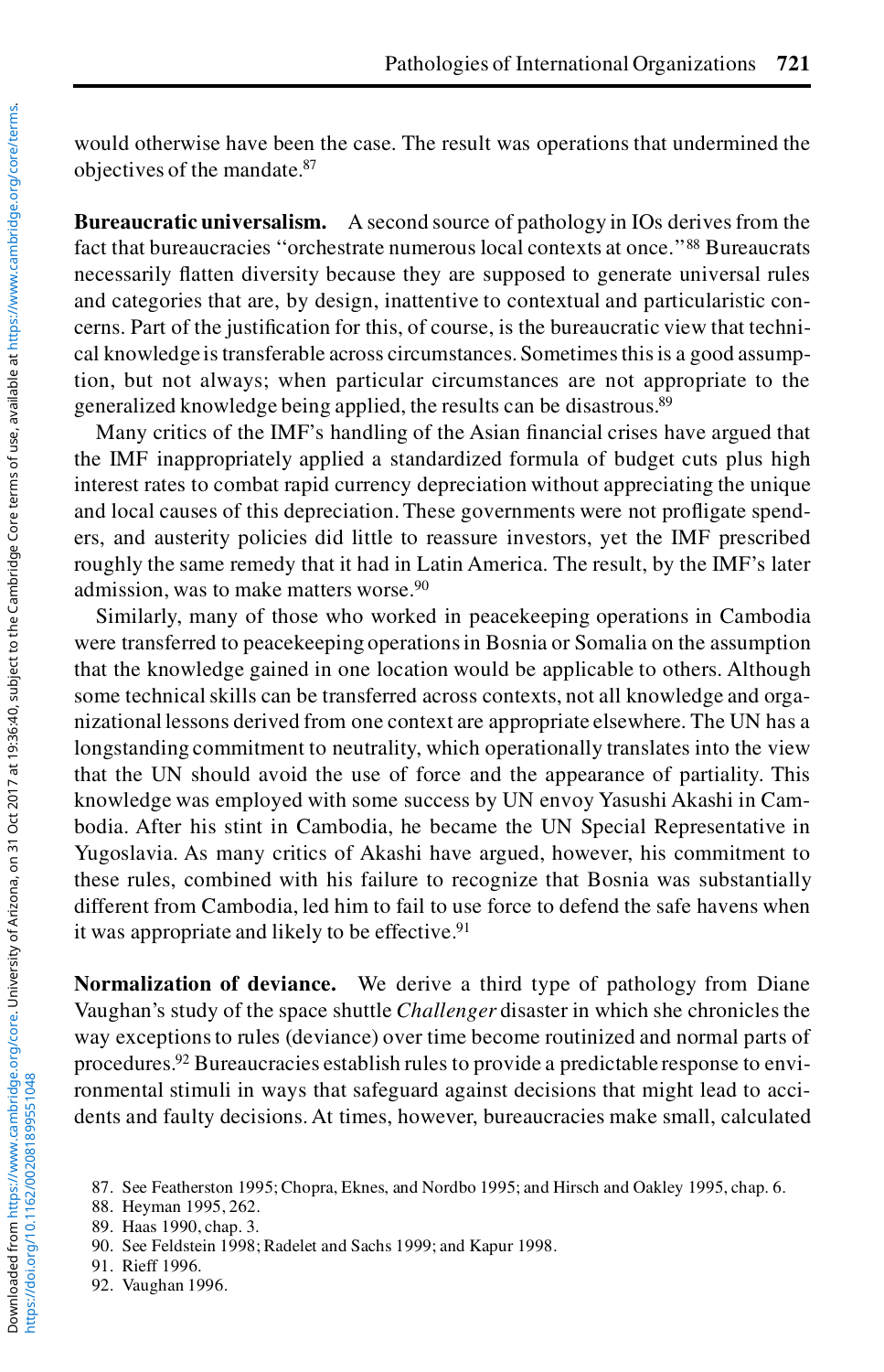would otherwise have been the case. The result was operations that undermined the objectives of the mandate.[87]

**Bureaucratic universalism.** A second source of pathology in IOs derives from the fact that bureaucracies "orchestrate numerous local contexts at once."[88] Bureaucrats necessarily flatten diversity because they are supposed to generate universal rules and categories that are, by design, inattentive to contextual and particularistic concerns. Part of the justification for this, of course, is the bureaucratic view that technical knowledge is transferable across circumstances. Sometimes this is a good assumption, but not always; when particular circumstances are not appropriate to the generalized knowledge being applied, the results can be disastrous.[89]

Many critics of the IMF's handling of the Asian financial crises have argued that the IMF inappropriately applied a standardized formula of budget cuts plus high interest rates to combat rapid currency depreciation without appreciating the unique and local causes of this depreciation. These governments were not profligate spenders, and austerity policies did little to reassure investors, yet the IMF prescribed roughly the same remedy that it had in Latin America. The result, by the IMF's later admission, was to make matters worse.[90]

Similarly, many of those who worked in peacekeeping operations in Cambodia were transferred to peacekeeping operations in Bosnia or Somalia on the assumption that the knowledge gained in one location would be applicable to others. Although some technical skills can be transferred across contexts, not all knowledge and organizational lessons derived from one context are appropriate elsewhere. The UN has a longstanding commitment to neutrality, which operationally translates into the view that the UN should avoid the use of force and the appearance of partiality. This knowledge was employed with some success by UN envoy Yasushi Akashi in Cambodia. After his stint in Cambodia, he became the UN Special Representative in Yugoslavia. As many critics of Akashi have argued, however, his commitment to these rules, combined with his failure to recognize that Bosnia was substantially different from Cambodia, led him to fail to use force to defend the safe havens when it was appropriate and likely to be effective.[91]

**Normalization of deviance.** We derive a third type of pathology from Diane Vaughan's study of the space shuttle *Challenger* disaster in which she chronicles the way exceptions to rules (deviance) over time become routinized and normal parts of procedures.[92] Bureaucracies establish rules to provide a predictable response to environmental stimuli in ways that safeguard against decisions that might lead to accidents and faulty decisions. At times, however, bureaucracies make small, calculated

87. See Featherston 1995; Chopra, Eknes, and Nordbo 1995; and Hirsch and Oakley 1995, chap. 6.
88. Heyman 1995, 262.
89. Haas 1990, chap. 3.
90. See Feldstein 1998; Radelet and Sachs 1999; and Kapur 1998.
91. Rieff 1996.
92. Vaughan 1996.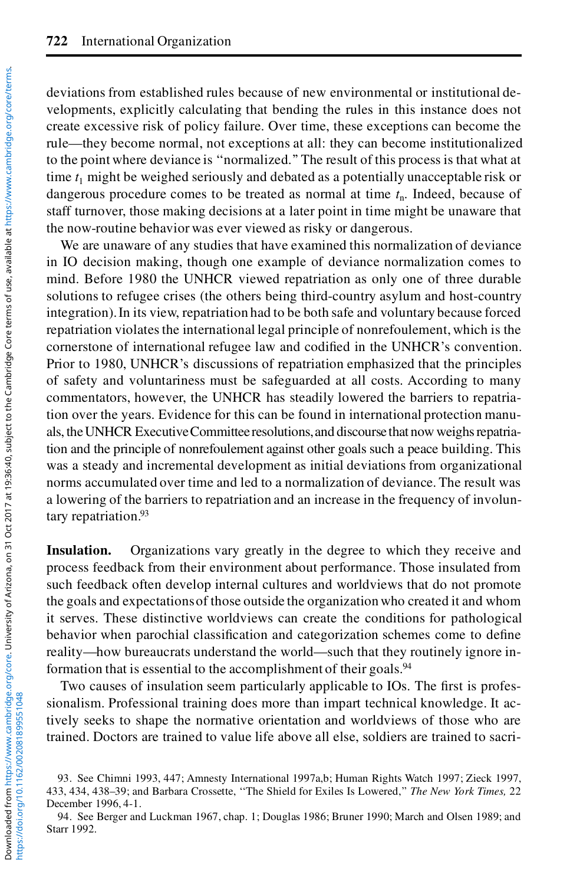deviations from established rules because of new environmental or institutional developments, explicitly calculating that bending the rules in this instance does not create excessive risk of policy failure. Over time, these exceptions can become the rule—they become normal, not exceptions at all: they can become institutionalized to the point where deviance is "normalized." The result of this process is that what at time $t_1$ might be weighed seriously and debated as a potentially unacceptable risk or dangerous procedure comes to be treated as normal at time $t_n$. Indeed, because of staff turnover, those making decisions at a later point in time might be unaware that the now-routine behavior was ever viewed as risky or dangerous.

We are unaware of any studies that have examined this normalization of deviance in IO decision making, though one example of deviance normalization comes to mind. Before 1980 the UNHCR viewed repatriation as only one of three durable solutions to refugee crises (the others being third-country asylum and host-country integration). In its view, repatriation had to be both safe and voluntary because forced repatriation violates the international legal principle of nonrefoulement, which is the cornerstone of international refugee law and codified in the UNHCR's convention. Prior to 1980, UNHCR's discussions of repatriation emphasized that the principles of safety and voluntariness must be safeguarded at all costs. According to many commentators, however, the UNHCR has steadily lowered the barriers to repatriation over the years. Evidence for this can be found in international protection manuals, the UNHCR Executive Committee resolutions, and discourse that now weighs repatriation and the principle of nonrefoulement against other goals such a peace building. This was a steady and incremental development as initial deviations from organizational norms accumulated over time and led to a normalization of deviance. The result was a lowering of the barriers to repatriation and an increase in the frequency of involuntary repatriation.[93]

**Insulation.** Organizations vary greatly in the degree to which they receive and process feedback from their environment about performance. Those insulated from such feedback often develop internal cultures and worldviews that do not promote the goals and expectations of those outside the organization who created it and whom it serves. These distinctive worldviews can create the conditions for pathological behavior when parochial classification and categorization schemes come to define reality—how bureaucrats understand the world—such that they routinely ignore information that is essential to the accomplishment of their goals.[94]

Two causes of insulation seem particularly applicable to IOs. The first is professionalism. Professional training does more than impart technical knowledge. It actively seeks to shape the normative orientation and worldviews of those who are trained. Doctors are trained to value life above all else, soldiers are trained to sacri-

93. See Chimni 1993, 447; Amnesty International 1997a,b; Human Rights Watch 1997; Zieck 1997, 433, 434, 438–39; and Barbara Crossette, "The Shield for Exiles Is Lowered," *The New York Times,* 22 December 1996, 4-1.

94. See Berger and Luckman 1967, chap. 1; Douglas 1986; Bruner 1990; March and Olsen 1989; and Starr 1992.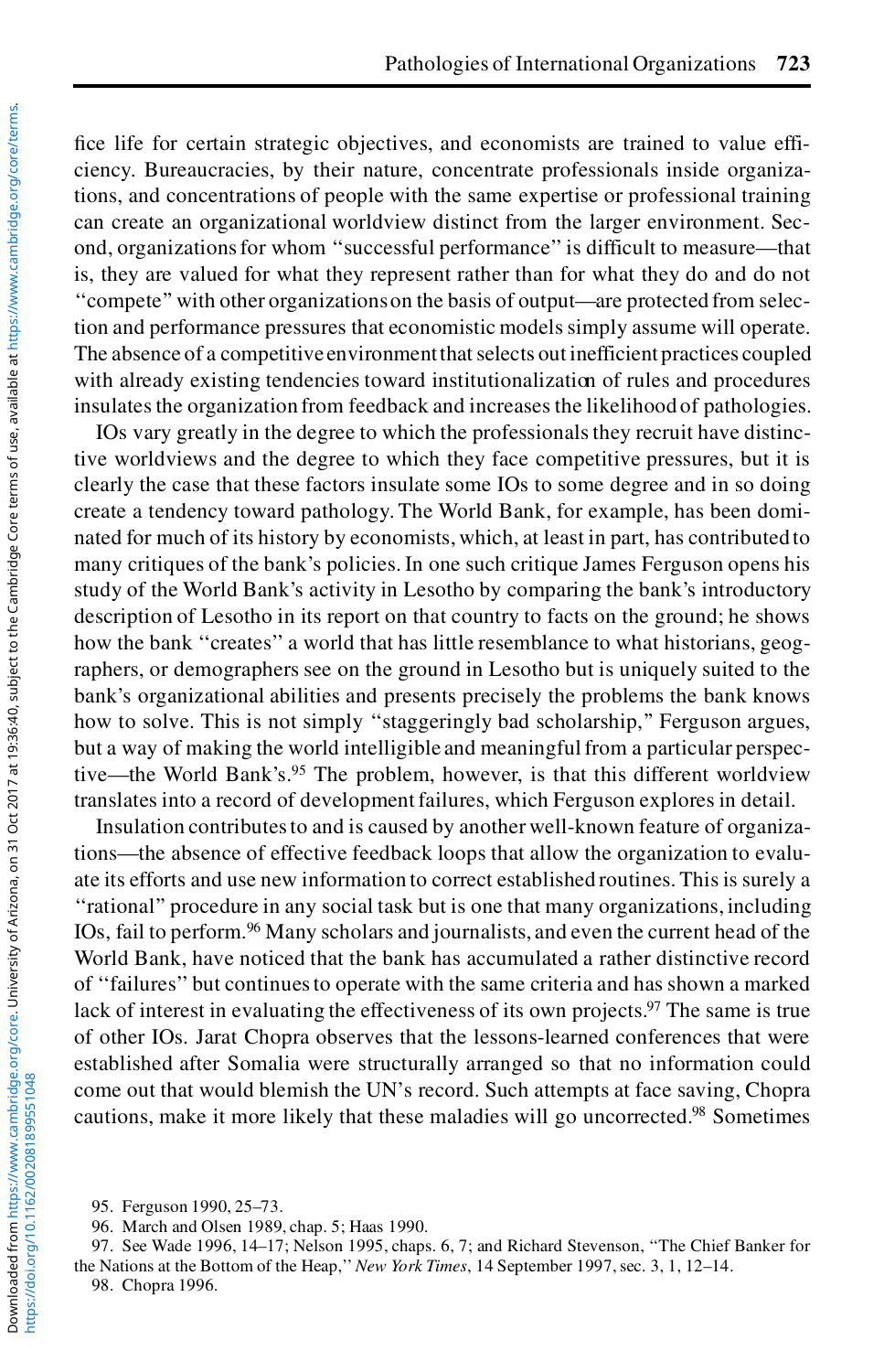fice life for certain strategic objectives, and economists are trained to value efficiency. Bureaucracies, by their nature, concentrate professionals inside organizations, and concentrations of people with the same expertise or professional training can create an organizational worldview distinct from the larger environment. Second, organizations for whom "successful performance" is difficult to measure—that is, they are valued for what they represent rather than for what they do and do not "compete" with other organizations on the basis of output—are protected from selection and performance pressures that economistic models simply assume will operate. The absence of a competitive environment that selects out inefficient practices coupled with already existing tendencies toward institutionalization of rules and procedures insulates the organization from feedback and increases the likelihood of pathologies.

IOs vary greatly in the degree to which the professionals they recruit have distinctive worldviews and the degree to which they face competitive pressures, but it is clearly the case that these factors insulate some IOs to some degree and in so doing create a tendency toward pathology. The World Bank, for example, has been dominated for much of its history by economists, which, at least in part, has contributed to many critiques of the bank's policies. In one such critique James Ferguson opens his study of the World Bank's activity in Lesotho by comparing the bank's introductory description of Lesotho in its report on that country to facts on the ground; he shows how the bank "creates" a world that has little resemblance to what historians, geographers, or demographers see on the ground in Lesotho but is uniquely suited to the bank's organizational abilities and presents precisely the problems the bank knows how to solve. This is not simply "staggeringly bad scholarship," Ferguson argues, but a way of making the world intelligible and meaningful from a particular perspective—the World Bank's.[95] The problem, however, is that this different worldview translates into a record of development failures, which Ferguson explores in detail.

Insulation contributes to and is caused by another well-known feature of organizations—the absence of effective feedback loops that allow the organization to evaluate its efforts and use new information to correct established routines. This is surely a "rational" procedure in any social task but is one that many organizations, including IOs, fail to perform.[96] Many scholars and journalists, and even the current head of the World Bank, have noticed that the bank has accumulated a rather distinctive record of "failures" but continues to operate with the same criteria and has shown a marked lack of interest in evaluating the effectiveness of its own projects.[97] The same is true of other IOs. Jarat Chopra observes that the lessons-learned conferences that were established after Somalia were structurally arranged so that no information could come out that would blemish the UN's record. Such attempts at face saving, Chopra cautions, make it more likely that these maladies will go uncorrected.[98] Sometimes

95. Ferguson 1990, 25–73.

96. March and Olsen 1989, chap. 5; Haas 1990.

97. See Wade 1996, 14–17; Nelson 1995, chaps. 6, 7; and Richard Stevenson, "The Chief Banker for the Nations at the Bottom of the Heap," *New York Times*, 14 September 1997, sec. 3, 1, 12–14.

98. Chopra 1996.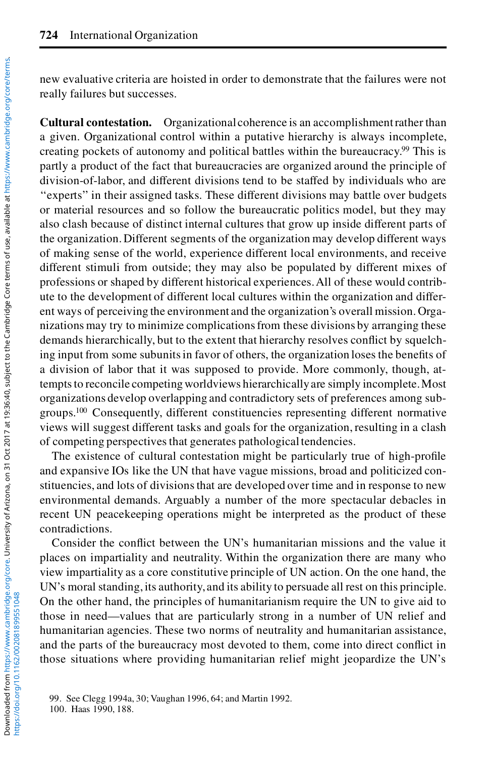new evaluative criteria are hoisted in order to demonstrate that the failures were not really failures but successes.

**Cultural contestation.** Organizational coherence is an accomplishment rather than a given. Organizational control within a putative hierarchy is always incomplete, creating pockets of autonomy and political battles within the bureaucracy.[99] This is partly a product of the fact that bureaucracies are organized around the principle of division-of-labor, and different divisions tend to be staffed by individuals who are "experts" in their assigned tasks. These different divisions may battle over budgets or material resources and so follow the bureaucratic politics model, but they may also clash because of distinct internal cultures that grow up inside different parts of the organization. Different segments of the organization may develop different ways of making sense of the world, experience different local environments, and receive different stimuli from outside; they may also be populated by different mixes of professions or shaped by different historical experiences. All of these would contribute to the development of different local cultures within the organization and different ways of perceiving the environment and the organization's overall mission. Organizations may try to minimize complications from these divisions by arranging these demands hierarchically, but to the extent that hierarchy resolves conflict by squelching input from some subunits in favor of others, the organization loses the benefits of a division of labor that it was supposed to provide. More commonly, though, attempts to reconcile competing worldviews hierarchically are simply incomplete. Most organizations develop overlapping and contradictory sets of preferences among subgroups.[100] Consequently, different constituencies representing different normative views will suggest different tasks and goals for the organization, resulting in a clash of competing perspectives that generates pathological tendencies.

The existence of cultural contestation might be particularly true of high-profile and expansive IOs like the UN that have vague missions, broad and politicized constituencies, and lots of divisions that are developed over time and in response to new environmental demands. Arguably a number of the more spectacular debacles in recent UN peacekeeping operations might be interpreted as the product of these contradictions.

Consider the conflict between the UN's humanitarian missions and the value it places on impartiality and neutrality. Within the organization there are many who view impartiality as a core constitutive principle of UN action. On the one hand, the UN's moral standing, its authority, and its ability to persuade all rest on this principle. On the other hand, the principles of humanitarianism require the UN to give aid to those in need—values that are particularly strong in a number of UN relief and humanitarian agencies. These two norms of neutrality and humanitarian assistance, and the parts of the bureaucracy most devoted to them, come into direct conflict in those situations where providing humanitarian relief might jeopardize the UN's

99. See Clegg 1994a, 30; Vaughan 1996, 64; and Martin 1992.
100. Haas 1990, 188.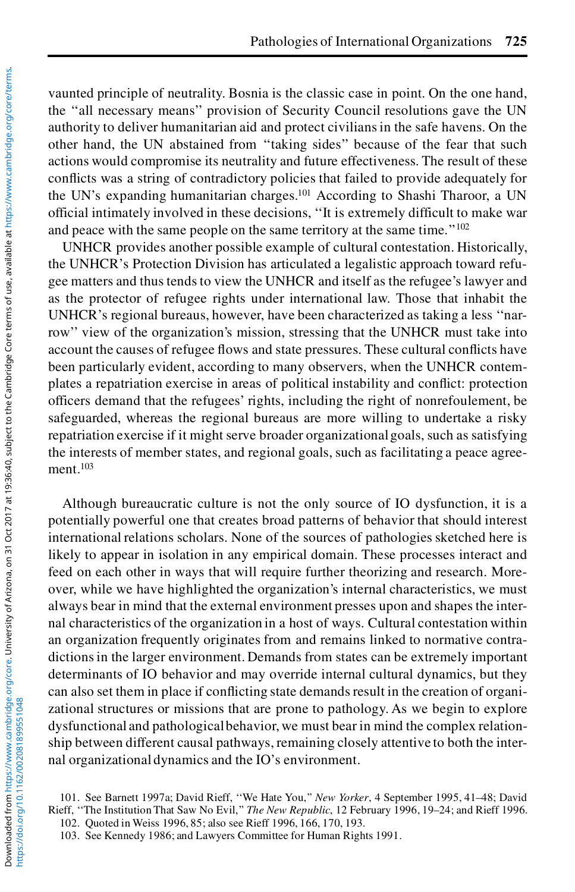vaunted principle of neutrality. Bosnia is the classic case in point. On the one hand, the "all necessary means" provision of Security Council resolutions gave the UN authority to deliver humanitarian aid and protect civilians in the safe havens. On the other hand, the UN abstained from "taking sides" because of the fear that such actions would compromise its neutrality and future effectiveness. The result of these conflicts was a string of contradictory policies that failed to provide adequately for the UN's expanding humanitarian charges.[101] According to Shashi Tharoor, a UN official intimately involved in these decisions, "It is extremely difficult to make war and peace with the same people on the same territory at the same time."[102]

UNHCR provides another possible example of cultural contestation. Historically, the UNHCR's Protection Division has articulated a legalistic approach toward refugee matters and thus tends to view the UNHCR and itself as the refugee's lawyer and as the protector of refugee rights under international law. Those that inhabit the UNHCR's regional bureaus, however, have been characterized as taking a less "narrow" view of the organization's mission, stressing that the UNHCR must take into account the causes of refugee flows and state pressures. These cultural conflicts have been particularly evident, according to many observers, when the UNHCR contemplates a repatriation exercise in areas of political instability and conflict: protection officers demand that the refugees' rights, including the right of nonrefoulement, be safeguarded, whereas the regional bureaus are more willing to undertake a risky repatriation exercise if it might serve broader organizational goals, such as satisfying the interests of member states, and regional goals, such as facilitating a peace agreement.[103]

Although bureaucratic culture is not the only source of IO dysfunction, it is a potentially powerful one that creates broad patterns of behavior that should interest international relations scholars. None of the sources of pathologies sketched here is likely to appear in isolation in any empirical domain. These processes interact and feed on each other in ways that will require further theorizing and research. Moreover, while we have highlighted the organization's internal characteristics, we must always bear in mind that the external environment presses upon and shapes the internal characteristics of the organization in a host of ways. Cultural contestation within an organization frequently originates from and remains linked to normative contradictions in the larger environment. Demands from states can be extremely important determinants of IO behavior and may override internal cultural dynamics, but they can also set them in place if conflicting state demands result in the creation of organizational structures or missions that are prone to pathology. As we begin to explore dysfunctional and pathological behavior, we must bear in mind the complex relationship between different causal pathways, remaining closely attentive to both the internal organizational dynamics and the IO's environment.

101. See Barnett 1997a; David Rieff, "We Hate You," *New Yorker*, 4 September 1995, 41–48; David Rieff, "The Institution That Saw No Evil," *The New Republic*, 12 February 1996, 19–24; and Rieff 1996.

102. Quoted in Weiss 1996, 85; also see Rieff 1996, 166, 170, 193.

103. See Kennedy 1986; and Lawyers Committee for Human Rights 1991.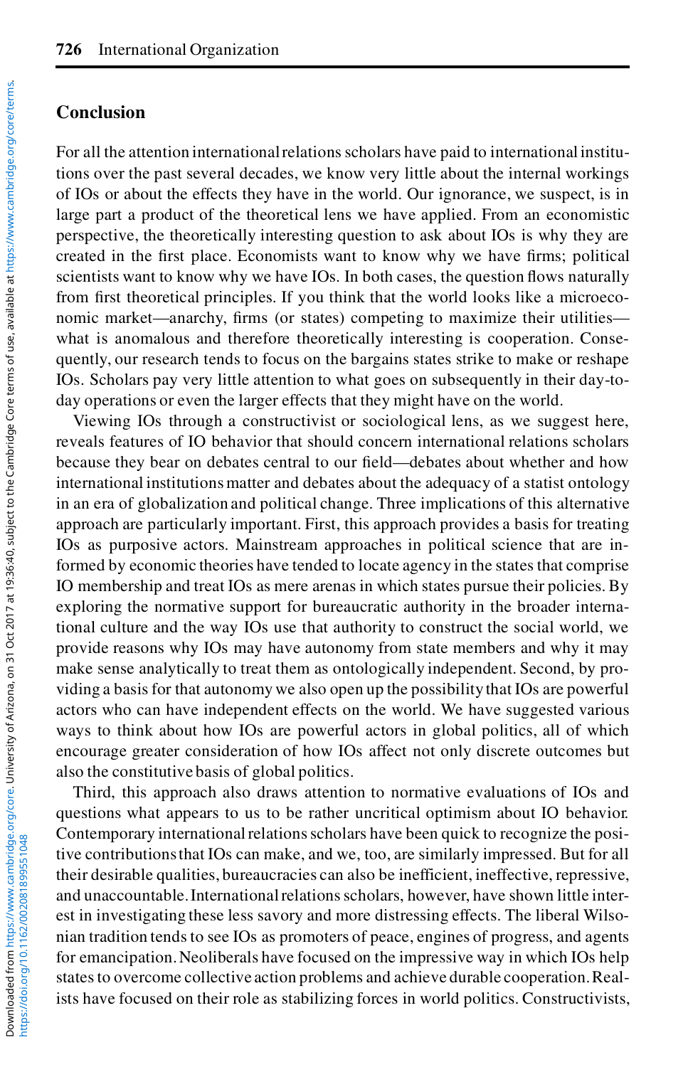## Conclusion

For all the attention international relations scholars have paid to international institutions over the past several decades, we know very little about the internal workings of IOs or about the effects they have in the world. Our ignorance, we suspect, is in large part a product of the theoretical lens we have applied. From an economistic perspective, the theoretically interesting question to ask about IOs is why they are created in the first place. Economists want to know why we have firms; political scientists want to know why we have IOs. In both cases, the question flows naturally from first theoretical principles. If you think that the world looks like a microeconomic market—anarchy, firms (or states) competing to maximize their utilities—what is anomalous and therefore theoretically interesting is cooperation. Consequently, our research tends to focus on the bargains states strike to make or reshape IOs. Scholars pay very little attention to what goes on subsequently in their day-to-day operations or even the larger effects that they might have on the world.

Viewing IOs through a constructivist or sociological lens, as we suggest here, reveals features of IO behavior that should concern international relations scholars because they bear on debates central to our field—debates about whether and how international institutions matter and debates about the adequacy of a statist ontology in an era of globalization and political change. Three implications of this alternative approach are particularly important. First, this approach provides a basis for treating IOs as purposive actors. Mainstream approaches in political science that are informed by economic theories have tended to locate agency in the states that comprise IO membership and treat IOs as mere arenas in which states pursue their policies. By exploring the normative support for bureaucratic authority in the broader international culture and the way IOs use that authority to construct the social world, we provide reasons why IOs may have autonomy from state members and why it may make sense analytically to treat them as ontologically independent. Second, by providing a basis for that autonomy we also open up the possibility that IOs are powerful actors who can have independent effects on the world. We have suggested various ways to think about how IOs are powerful actors in global politics, all of which encourage greater consideration of how IOs affect not only discrete outcomes but also the constitutive basis of global politics.

Third, this approach also draws attention to normative evaluations of IOs and questions what appears to us to be rather uncritical optimism about IO behavior. Contemporary international relations scholars have been quick to recognize the positive contributions that IOs can make, and we, too, are similarly impressed. But for all their desirable qualities, bureaucracies can also be inefficient, ineffective, repressive, and unaccountable. International relations scholars, however, have shown little interest in investigating these less savory and more distressing effects. The liberal Wilsonian tradition tends to see IOs as promoters of peace, engines of progress, and agents for emancipation. Neoliberals have focused on the impressive way in which IOs help states to overcome collective action problems and achieve durable cooperation. Realists have focused on their role as stabilizing forces in world politics. Constructivists,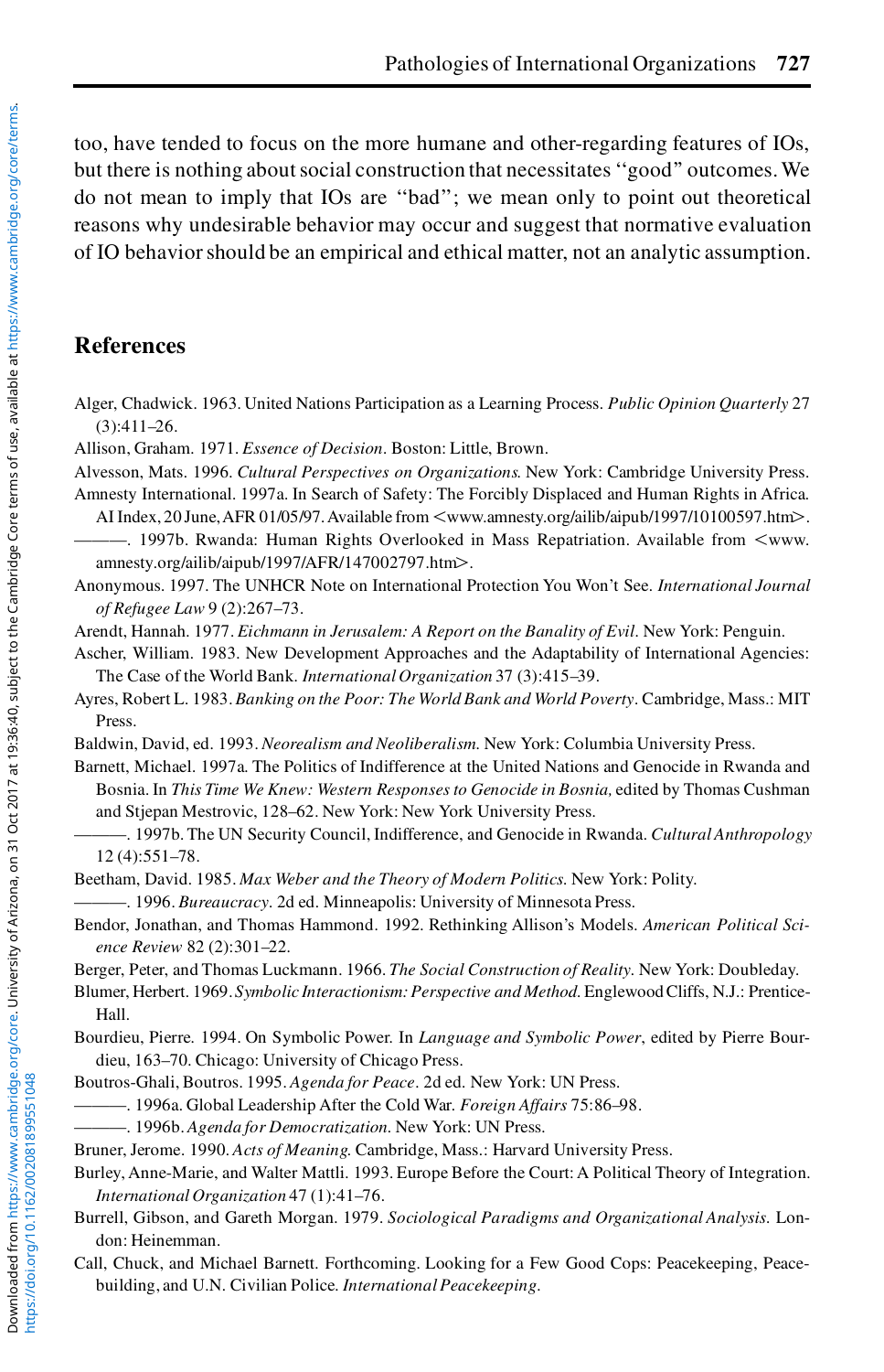too, have tended to focus on the more humane and other-regarding features of IOs, but there is nothing about social construction that necessitates ''good'' outcomes. We do not mean to imply that IOs are ''bad''; we mean only to point out theoretical reasons why undesirable behavior may occur and suggest that normative evaluation of IO behavior should be an empirical and ethical matter, not an analytic assumption.

## References

Alger, Chadwick. 1963. United Nations Participation as a Learning Process. *Public Opinion Quarterly* 27 (3):411–26.

Allison, Graham. 1971. *Essence of Decision*. Boston: Little, Brown.

Alvesson, Mats. 1996. *Cultural Perspectives on Organizations*. New York: Cambridge University Press.

Amnesty International. 1997a. In Search of Safety: The Forcibly Displaced and Human Rights in Africa. AI Index, 20 June, AFR 01/05/97. Available from <www.amnesty.org/ailib/aipub/1997/10100597.htm>.

———. 1997b. Rwanda: Human Rights Overlooked in Mass Repatriation. Available from <www.amnesty.org/ailib/aipub/1997/AFR/147002797.htm>.

Anonymous. 1997. The UNHCR Note on International Protection You Won't See. *International Journal of Refugee Law* 9 (2):267–73.

Arendt, Hannah. 1977. *Eichmann in Jerusalem: A Report on the Banality of Evil*. New York: Penguin.

Ascher, William. 1983. New Development Approaches and the Adaptability of International Agencies: The Case of the World Bank. *International Organization* 37 (3):415–39.

Ayres, Robert L. 1983. *Banking on the Poor: The World Bank and World Poverty*. Cambridge, Mass.: MIT Press.

Baldwin, David, ed. 1993. *Neorealism and Neoliberalism*. New York: Columbia University Press.

Barnett, Michael. 1997a. The Politics of Indifference at the United Nations and Genocide in Rwanda and Bosnia. In *This Time We Knew: Western Responses to Genocide in Bosnia,* edited by Thomas Cushman and Stjepan Mestrovic, 128–62. New York: New York University Press.

———. 1997b. The UN Security Council, Indifference, and Genocide in Rwanda. *Cultural Anthropology* 12 (4):551–78.

Beetham, David. 1985. *Max Weber and the Theory of Modern Politics*. New York: Polity.

———. 1996. *Bureaucracy*. 2d ed. Minneapolis: University of Minnesota Press.

Bendor, Jonathan, and Thomas Hammond. 1992. Rethinking Allison's Models. *American Political Science Review* 82 (2):301–22.

Berger, Peter, and Thomas Luckmann. 1966. *The Social Construction of Reality*. New York: Doubleday.

Blumer, Herbert. 1969. *Symbolic Interactionism: Perspective and Method*. Englewood Cliffs, N.J.: Prentice-Hall.

Bourdieu, Pierre. 1994. On Symbolic Power. In *Language and Symbolic Power*, edited by Pierre Bourdieu, 163–70. Chicago: University of Chicago Press.

Boutros-Ghali, Boutros. 1995. *Agenda for Peace*. 2d ed. New York: UN Press.

———. 1996a. Global Leadership After the Cold War. *Foreign Affairs* 75:86–98.

———. 1996b. *Agenda for Democratization*. New York: UN Press.

Bruner, Jerome. 1990. *Acts of Meaning*. Cambridge, Mass.: Harvard University Press.

Burley, Anne-Marie, and Walter Mattli. 1993. Europe Before the Court: A Political Theory of Integration. *International Organization* 47 (1):41–76.

Burrell, Gibson, and Gareth Morgan. 1979. *Sociological Paradigms and Organizational Analysis*. London: Heinemman.

Call, Chuck, and Michael Barnett. Forthcoming. Looking for a Few Good Cops: Peacekeeping, Peacebuilding, and U.N. Civilian Police. *International Peacekeeping*.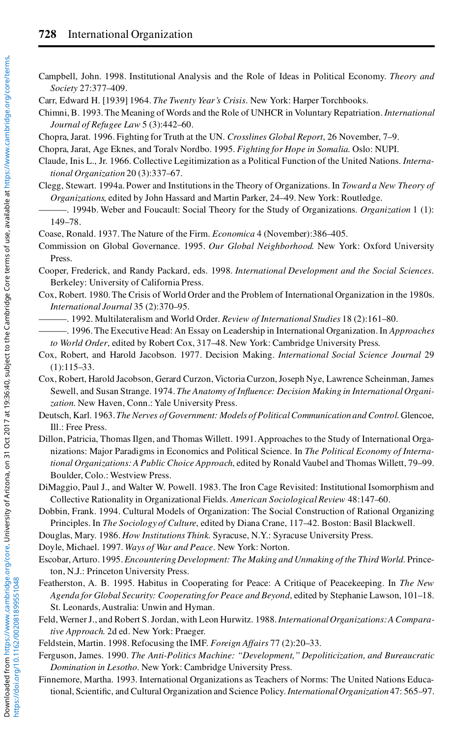Campbell, John. 1998. Institutional Analysis and the Role of Ideas in Political Economy. *Theory and Society* 27:377–409.

Carr, Edward H. [1939] 1964. *The Twenty Year's Crisis*. New York: Harper Torchbooks.

Chimni, B. 1993. The Meaning of Words and the Role of UNHCR in Voluntary Repatriation. *International Journal of Refugee Law* 5 (3):442–60.

Chopra, Jarat. 1996. Fighting for Truth at the UN. *Crosslines Global Report*, 26 November, 7–9.

Chopra, Jarat, Age Eknes, and Toralv Nordbo. 1995. *Fighting for Hope in Somalia.* Oslo: NUPI.

Claude, Inis L., Jr. 1966. Collective Legitimization as a Political Function of the United Nations. *International Organization* 20 (3):337–67.

Clegg, Stewart. 1994a. Power and Institutions in the Theory of Organizations. In *Toward a New Theory of Organizations*, edited by John Hassard and Martin Parker, 24–49. New York: Routledge.

———. 1994b. Weber and Foucault: Social Theory for the Study of Organizations. *Organization* 1 (1): 149–78.

Coase, Ronald. 1937. The Nature of the Firm. *Economica* 4 (November):386–405.

Commission on Global Governance. 1995. *Our Global Neighborhood*. New York: Oxford University Press.

Cooper, Frederick, and Randy Packard, eds. 1998. *International Development and the Social Sciences*. Berkeley: University of California Press.

Cox, Robert. 1980. The Crisis of World Order and the Problem of International Organization in the 1980s. *International Journal* 35 (2):370–95.

———. 1992. Multilateralism and World Order. *Review of International Studies* 18 (2):161–80.

———. 1996. The Executive Head: An Essay on Leadership in International Organization. In *Approaches to World Order*, edited by Robert Cox, 317–48. New York: Cambridge University Press.

Cox, Robert, and Harold Jacobson. 1977. Decision Making. *International Social Science Journal* 29 (1):115–33.

Cox, Robert, Harold Jacobson, Gerard Curzon, Victoria Curzon, Joseph Nye, Lawrence Scheinman, James Sewell, and Susan Strange. 1974. *The Anatomy of Influence: Decision Making in International Organization.* New Haven, Conn.: Yale University Press.

Deutsch, Karl. 1963. *The Nerves of Government: Models of Political Communication and Control.* Glencoe, Ill.: Free Press.

Dillon, Patricia, Thomas Ilgen, and Thomas Willett. 1991. Approaches to the Study of International Organizations: Major Paradigms in Economics and Political Science. In *The Political Economy of International Organizations: A Public Choice Approach*, edited by Ronald Vaubel and Thomas Willett, 79–99. Boulder, Colo.: Westview Press.

DiMaggio, Paul J., and Walter W. Powell. 1983. The Iron Cage Revisited: Institutional Isomorphism and Collective Rationality in Organizational Fields. *American Sociological Review* 48:147–60.

Dobbin, Frank. 1994. Cultural Models of Organization: The Social Construction of Rational Organizing Principles. In *The Sociology of Culture*, edited by Diana Crane, 117–42. Boston: Basil Blackwell.

Douglas, Mary. 1986. *How Institutions Think.* Syracuse, N.Y.: Syracuse University Press.

Doyle, Michael. 1997. *Ways of War and Peace*. New York: Norton.

Escobar, Arturo. 1995. *Encountering Development: The Making and Unmaking of the Third World.* Princeton, N.J.: Princeton University Press.

Featherston, A. B. 1995. Habitus in Cooperating for Peace: A Critique of Peacekeeping. In *The New Agenda for Global Security: Cooperating for Peace and Beyond*, edited by Stephanie Lawson, 101–18. St. Leonards, Australia: Unwin and Hyman.

Feld, Werner J., and Robert S. Jordan, with Leon Hurwitz. 1988. *International Organizations: A Comparative Approach.* 2d ed. New York: Praeger.

Feldstein, Martin. 1998. Refocusing the IMF. *Foreign Affairs* 77 (2):20–33.

Ferguson, James. 1990. *The Anti-Politics Machine: "Development," Depoliticization, and Bureaucratic Domination in Lesotho.* New York: Cambridge University Press.

Finnemore, Martha. 1993. International Organizations as Teachers of Norms: The United Nations Educational, Scientific, and Cultural Organization and Science Policy. *International Organization* 47: 565–97.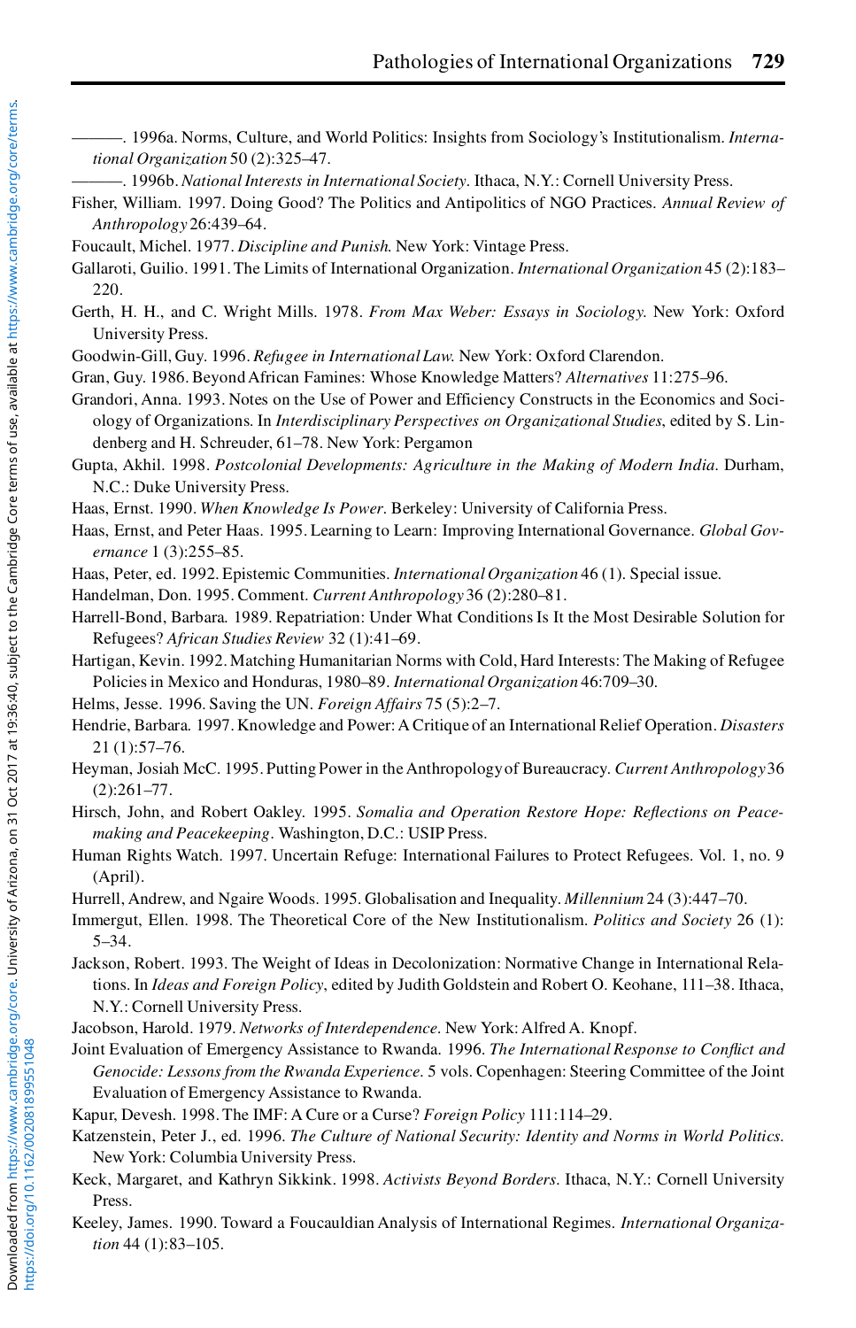———. 1996a. Norms, Culture, and World Politics: Insights from Sociology's Institutionalism. *International Organization* 50 (2):325–47.

———. 1996b. *National Interests in International Society*. Ithaca, N.Y.: Cornell University Press.

Fisher, William. 1997. Doing Good? The Politics and Antipolitics of NGO Practices. *Annual Review of Anthropology* 26:439–64.

Foucault, Michel. 1977. *Discipline and Punish*. New York: Vintage Press.

Gallaroti, Guilio. 1991. The Limits of International Organization. *International Organization* 45 (2):183–220.

Gerth, H. H., and C. Wright Mills. 1978. *From Max Weber: Essays in Sociology*. New York: Oxford University Press.

Goodwin-Gill, Guy. 1996. *Refugee in International Law*. New York: Oxford Clarendon.

Gran, Guy. 1986. Beyond African Famines: Whose Knowledge Matters? *Alternatives* 11:275–96.

Grandori, Anna. 1993. Notes on the Use of Power and Efficiency Constructs in the Economics and Sociology of Organizations. In *Interdisciplinary Perspectives on Organizational Studies*, edited by S. Lindenberg and H. Schreuder, 61–78. New York: Pergamon

Gupta, Akhil. 1998. *Postcolonial Developments: Agriculture in the Making of Modern India*. Durham, N.C.: Duke University Press.

Haas, Ernst. 1990. *When Knowledge Is Power*. Berkeley: University of California Press.

Haas, Ernst, and Peter Haas. 1995. Learning to Learn: Improving International Governance. *Global Governance* 1 (3):255–85.

Haas, Peter, ed. 1992. Epistemic Communities. *International Organization* 46 (1). Special issue.

Handelman, Don. 1995. Comment. *Current Anthropology* 36 (2):280–81.

Harrell-Bond, Barbara. 1989. Repatriation: Under What Conditions Is It the Most Desirable Solution for Refugees? *African Studies Review* 32 (1):41–69.

Hartigan, Kevin. 1992. Matching Humanitarian Norms with Cold, Hard Interests: The Making of Refugee Policies in Mexico and Honduras, 1980–89. *International Organization* 46:709–30.

Helms, Jesse. 1996. Saving the UN. *Foreign Affairs* 75 (5):2–7.

Hendrie, Barbara. 1997. Knowledge and Power: A Critique of an International Relief Operation. *Disasters* 21 (1):57–76.

Heyman, Josiah McC. 1995. Putting Power in the Anthropology of Bureaucracy. *Current Anthropology* 36 (2):261–77.

Hirsch, John, and Robert Oakley. 1995. *Somalia and Operation Restore Hope: Reflections on Peacemaking and Peacekeeping*. Washington, D.C.: USIP Press.

Human Rights Watch. 1997. Uncertain Refuge: International Failures to Protect Refugees. Vol. 1, no. 9 (April).

Hurrell, Andrew, and Ngaire Woods. 1995. Globalisation and Inequality. *Millennium* 24 (3):447–70.

Immergut, Ellen. 1998. The Theoretical Core of the New Institutionalism. *Politics and Society* 26 (1): 5–34.

Jackson, Robert. 1993. The Weight of Ideas in Decolonization: Normative Change in International Relations. In *Ideas and Foreign Policy*, edited by Judith Goldstein and Robert O. Keohane, 111–38. Ithaca, N.Y.: Cornell University Press.

Jacobson, Harold. 1979. *Networks of Interdependence*. New York: Alfred A. Knopf.

Joint Evaluation of Emergency Assistance to Rwanda. 1996. *The International Response to Conflict and Genocide: Lessons from the Rwanda Experience*. 5 vols. Copenhagen: Steering Committee of the Joint Evaluation of Emergency Assistance to Rwanda.

Kapur, Devesh. 1998. The IMF: A Cure or a Curse? *Foreign Policy* 111:114–29.

Katzenstein, Peter J., ed. 1996. *The Culture of National Security: Identity and Norms in World Politics*. New York: Columbia University Press.

Keck, Margaret, and Kathryn Sikkink. 1998. *Activists Beyond Borders*. Ithaca, N.Y.: Cornell University Press.

Keeley, James. 1990. Toward a Foucauldian Analysis of International Regimes. *International Organization* 44 (1):83–105.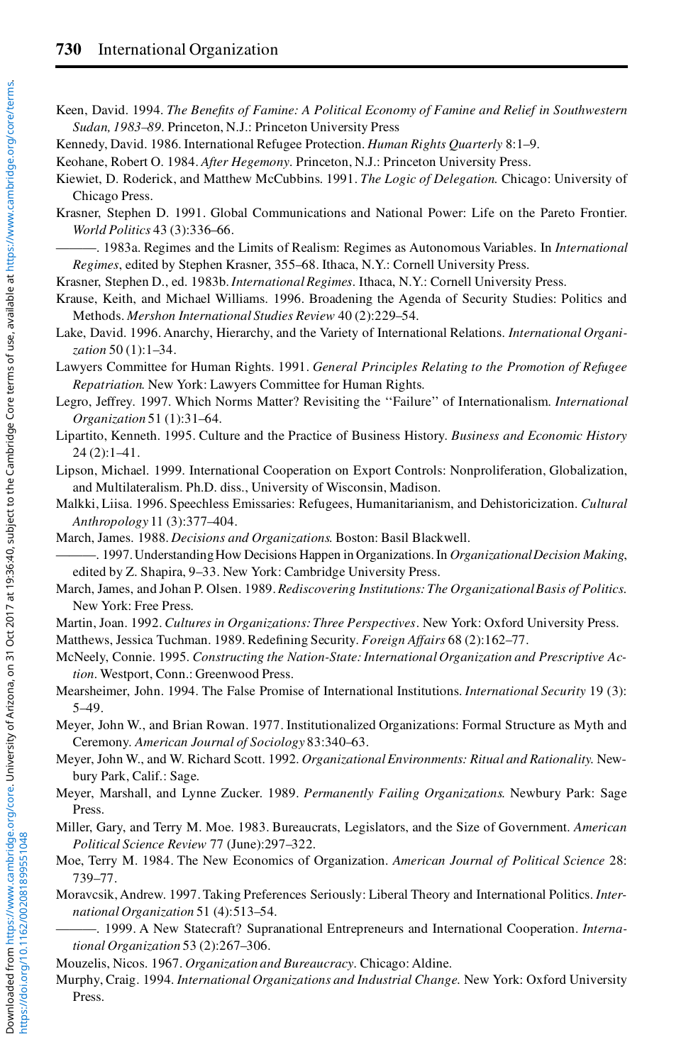Keen, David. 1994. *The Benefits of Famine: A Political Economy of Famine and Relief in Southwestern Sudan, 1983–89*. Princeton, N.J.: Princeton University Press

Kennedy, David. 1986. International Refugee Protection. *Human Rights Quarterly* 8:1–9.

Keohane, Robert O. 1984. *After Hegemony*. Princeton, N.J.: Princeton University Press.

Kiewiet, D. Roderick, and Matthew McCubbins. 1991. *The Logic of Delegation*. Chicago: University of Chicago Press.

Krasner, Stephen D. 1991. Global Communications and National Power: Life on the Pareto Frontier. *World Politics* 43 (3):336–66.

———. 1983a. Regimes and the Limits of Realism: Regimes as Autonomous Variables. In *International Regimes*, edited by Stephen Krasner, 355–68. Ithaca, N.Y.: Cornell University Press.

Krasner, Stephen D., ed. 1983b. *International Regimes*. Ithaca, N.Y.: Cornell University Press.

Krause, Keith, and Michael Williams. 1996. Broadening the Agenda of Security Studies: Politics and Methods. *Mershon International Studies Review* 40 (2):229–54.

Lake, David. 1996. Anarchy, Hierarchy, and the Variety of International Relations. *International Organization* 50 (1):1–34.

Lawyers Committee for Human Rights. 1991. *General Principles Relating to the Promotion of Refugee Repatriation*. New York: Lawyers Committee for Human Rights.

Legro, Jeffrey. 1997. Which Norms Matter? Revisiting the ''Failure'' of Internationalism. *International Organization* 51 (1):31–64.

Lipartito, Kenneth. 1995. Culture and the Practice of Business History. *Business and Economic History* 24 (2):1–41.

Lipson, Michael. 1999. International Cooperation on Export Controls: Nonproliferation, Globalization, and Multilateralism. Ph.D. diss., University of Wisconsin, Madison.

Malkki, Liisa. 1996. Speechless Emissaries: Refugees, Humanitarianism, and Dehistoricization. *Cultural Anthropology* 11 (3):377–404.

March, James. 1988. *Decisions and Organizations*. Boston: Basil Blackwell.

———. 1997. Understanding How Decisions Happen in Organizations. In *Organizational Decision Making*, edited by Z. Shapira, 9–33. New York: Cambridge University Press.

March, James, and Johan P. Olsen. 1989. *Rediscovering Institutions: The Organizational Basis of Politics*. New York: Free Press.

Martin, Joan. 1992. *Cultures in Organizations: Three Perspectives*. New York: Oxford University Press.

Matthews, Jessica Tuchman. 1989. Redefining Security. *Foreign Affairs* 68 (2):162–77.

McNeely, Connie. 1995. *Constructing the Nation-State: International Organization and Prescriptive Action*. Westport, Conn.: Greenwood Press.

Mearsheimer, John. 1994. The False Promise of International Institutions. *International Security* 19 (3): 5–49.

Meyer, John W., and Brian Rowan. 1977. Institutionalized Organizations: Formal Structure as Myth and Ceremony. *American Journal of Sociology* 83:340–63.

Meyer, John W., and W. Richard Scott. 1992. *Organizational Environments: Ritual and Rationality*. Newbury Park, Calif.: Sage.

Meyer, Marshall, and Lynne Zucker. 1989. *Permanently Failing Organizations*. Newbury Park: Sage Press.

Miller, Gary, and Terry M. Moe. 1983. Bureaucrats, Legislators, and the Size of Government. *American Political Science Review* 77 (June):297–322.

Moe, Terry M. 1984. The New Economics of Organization. *American Journal of Political Science* 28: 739–77.

Moravcsik, Andrew. 1997. Taking Preferences Seriously: Liberal Theory and International Politics. *International Organization* 51 (4):513–54.

———. 1999. A New Statecraft? Supranational Entrepreneurs and International Cooperation. *International Organization* 53 (2):267–306.

Mouzelis, Nicos. 1967. *Organization and Bureaucracy*. Chicago: Aldine.

Murphy, Craig. 1994. *International Organizations and Industrial Change*. New York: Oxford University Press.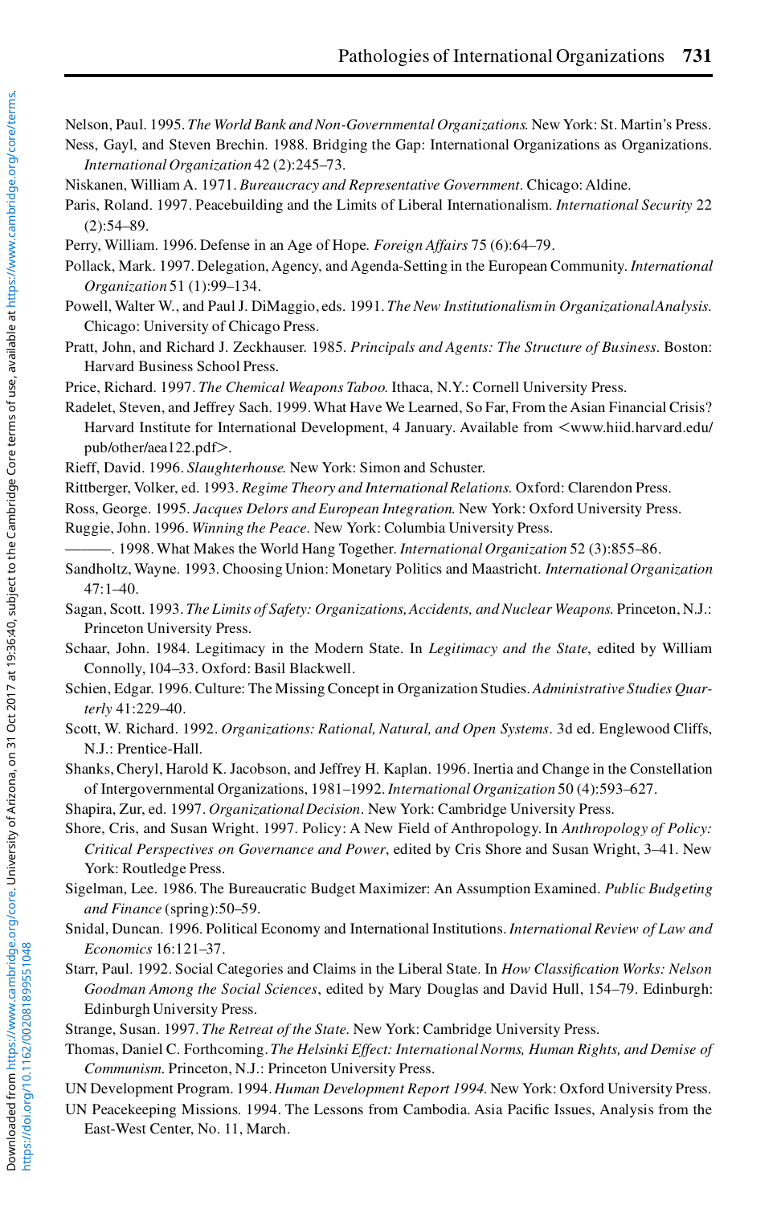Nelson, Paul. 1995. *The World Bank and Non-Governmental Organizations*. New York: St. Martin's Press.

Ness, Gayl, and Steven Brechin. 1988. Bridging the Gap: International Organizations as Organizations. *International Organization* 42 (2):245–73.

Niskanen, William A. 1971. *Bureaucracy and Representative Government*. Chicago: Aldine.

Paris, Roland. 1997. Peacebuilding and the Limits of Liberal Internationalism. *International Security* 22 (2):54–89.

Perry, William. 1996. Defense in an Age of Hope. *Foreign Affairs* 75 (6):64–79.

Pollack, Mark. 1997. Delegation, Agency, and Agenda-Setting in the European Community. *International Organization* 51 (1):99–134.

Powell, Walter W., and Paul J. DiMaggio, eds. 1991. *The New Institutionalism in Organizational Analysis*. Chicago: University of Chicago Press.

Pratt, John, and Richard J. Zeckhauser. 1985. *Principals and Agents: The Structure of Business*. Boston: Harvard Business School Press.

Price, Richard. 1997. *The Chemical Weapons Taboo*. Ithaca, N.Y.: Cornell University Press.

Radelet, Steven, and Jeffrey Sach. 1999. What Have We Learned, So Far, From the Asian Financial Crisis? Harvard Institute for International Development, 4 January. Available from <www.hiid.harvard.edu/pub/other/aea122.pdf>.

Rieff, David. 1996. *Slaughterhouse*. New York: Simon and Schuster.

Rittberger, Volker, ed. 1993. *Regime Theory and International Relations*. Oxford: Clarendon Press.

Ross, George. 1995. *Jacques Delors and European Integration*. New York: Oxford University Press.

Ruggie, John. 1996. *Winning the Peace*. New York: Columbia University Press.

———. 1998. What Makes the World Hang Together. *International Organization* 52 (3):855–86.

Sandholtz, Wayne. 1993. Choosing Union: Monetary Politics and Maastricht. *International Organization* 47:1–40.

Sagan, Scott. 1993. *The Limits of Safety: Organizations, Accidents, and Nuclear Weapons*. Princeton, N.J.: Princeton University Press.

Schaar, John. 1984. Legitimacy in the Modern State. In *Legitimacy and the State*, edited by William Connolly, 104–33. Oxford: Basil Blackwell.

Schien, Edgar. 1996. Culture: The Missing Concept in Organization Studies. *Administrative Studies Quarterly* 41:229–40.

Scott, W. Richard. 1992. *Organizations: Rational, Natural, and Open Systems*. 3d ed. Englewood Cliffs, N.J.: Prentice-Hall.

Shanks, Cheryl, Harold K. Jacobson, and Jeffrey H. Kaplan. 1996. Inertia and Change in the Constellation of Intergovernmental Organizations, 1981–1992. *International Organization* 50 (4):593–627.

Shapira, Zur, ed. 1997. *Organizational Decision*. New York: Cambridge University Press.

Shore, Cris, and Susan Wright. 1997. Policy: A New Field of Anthropology. In *Anthropology of Policy: Critical Perspectives on Governance and Power*, edited by Cris Shore and Susan Wright, 3–41. New York: Routledge Press.

Sigelman, Lee. 1986. The Bureaucratic Budget Maximizer: An Assumption Examined. *Public Budgeting and Finance* (spring):50–59.

Snidal, Duncan. 1996. Political Economy and International Institutions. *International Review of Law and Economics* 16:121–37.

Starr, Paul. 1992. Social Categories and Claims in the Liberal State. In *How Classification Works: Nelson Goodman Among the Social Sciences*, edited by Mary Douglas and David Hull, 154–79. Edinburgh: Edinburgh University Press.

Strange, Susan. 1997. *The Retreat of the State*. New York: Cambridge University Press.

Thomas, Daniel C. Forthcoming. *The Helsinki Effect: International Norms, Human Rights, and Demise of Communism*. Princeton, N.J.: Princeton University Press.

UN Development Program. 1994. *Human Development Report 1994*. New York: Oxford University Press.

UN Peacekeeping Missions. 1994. The Lessons from Cambodia. Asia Pacific Issues, Analysis from the East-West Center, No. 11, March.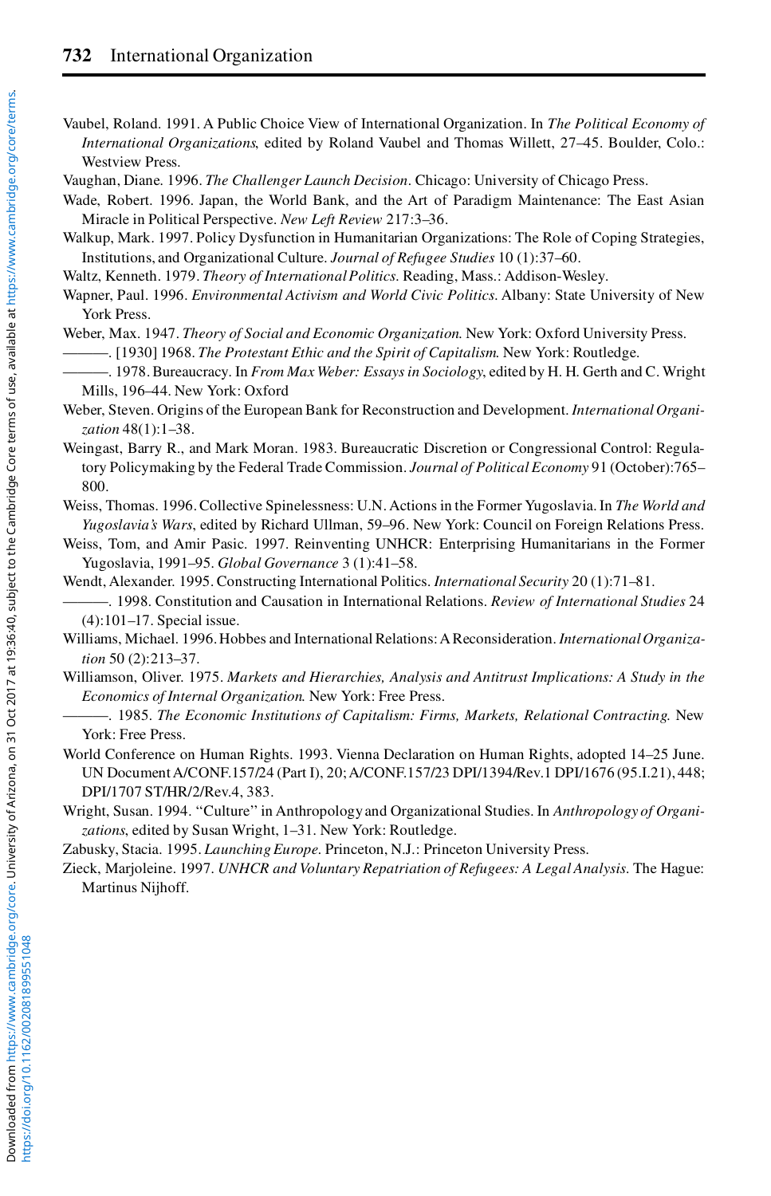Vaubel, Roland. 1991. A Public Choice View of International Organization. In *The Political Economy of International Organizations*, edited by Roland Vaubel and Thomas Willett, 27–45. Boulder, Colo.: Westview Press.

Vaughan, Diane. 1996. *The Challenger Launch Decision*. Chicago: University of Chicago Press.

Wade, Robert. 1996. Japan, the World Bank, and the Art of Paradigm Maintenance: The East Asian Miracle in Political Perspective. *New Left Review* 217:3–36.

Walkup, Mark. 1997. Policy Dysfunction in Humanitarian Organizations: The Role of Coping Strategies, Institutions, and Organizational Culture. *Journal of Refugee Studies* 10 (1):37–60.

Waltz, Kenneth. 1979. *Theory of International Politics*. Reading, Mass.: Addison-Wesley.

Wapner, Paul. 1996. *Environmental Activism and World Civic Politics*. Albany: State University of New York Press.

Weber, Max. 1947. *Theory of Social and Economic Organization*. New York: Oxford University Press.

———. [1930] 1968. *The Protestant Ethic and the Spirit of Capitalism*. New York: Routledge.

———. 1978. Bureaucracy. In *From Max Weber: Essays in Sociology*, edited by H. H. Gerth and C. Wright Mills, 196–44. New York: Oxford

Weber, Steven. Origins of the European Bank for Reconstruction and Development. *International Organization* 48(1):1–38.

Weingast, Barry R., and Mark Moran. 1983. Bureaucratic Discretion or Congressional Control: Regulatory Policymaking by the Federal Trade Commission. *Journal of Political Economy* 91 (October):765–800.

Weiss, Thomas. 1996. Collective Spinelessness: U.N. Actions in the Former Yugoslavia. In *The World and Yugoslavia's Wars*, edited by Richard Ullman, 59–96. New York: Council on Foreign Relations Press.

Weiss, Tom, and Amir Pasic. 1997. Reinventing UNHCR: Enterprising Humanitarians in the Former Yugoslavia, 1991–95. *Global Governance* 3 (1):41–58.

Wendt, Alexander. 1995. Constructing International Politics. *International Security* 20 (1):71–81.

———. 1998. Constitution and Causation in International Relations. *Review of International Studies* 24 (4):101–17. Special issue.

Williams, Michael. 1996. Hobbes and International Relations: A Reconsideration. *International Organization* 50 (2):213–37.

Williamson, Oliver. 1975. *Markets and Hierarchies, Analysis and Antitrust Implications: A Study in the Economics of Internal Organization*. New York: Free Press.

———. 1985. *The Economic Institutions of Capitalism: Firms, Markets, Relational Contracting*. New York: Free Press.

World Conference on Human Rights. 1993. Vienna Declaration on Human Rights, adopted 14–25 June. UN Document A/CONF.157/24 (Part I), 20; A/CONF.157/23 DPI/1394/Rev.1 DPI/1676 (95.I.21), 448; DPI/1707 ST/HR/2/Rev.4, 383.

Wright, Susan. 1994. "Culture" in Anthropology and Organizational Studies. In *Anthropology of Organizations*, edited by Susan Wright, 1–31. New York: Routledge.

Zabusky, Stacia. 1995. *Launching Europe*. Princeton, N.J.: Princeton University Press.

Zieck, Marjoleine. 1997. *UNHCR and Voluntary Repatriation of Refugees: A Legal Analysis*. The Hague: Martinus Nijhoff.